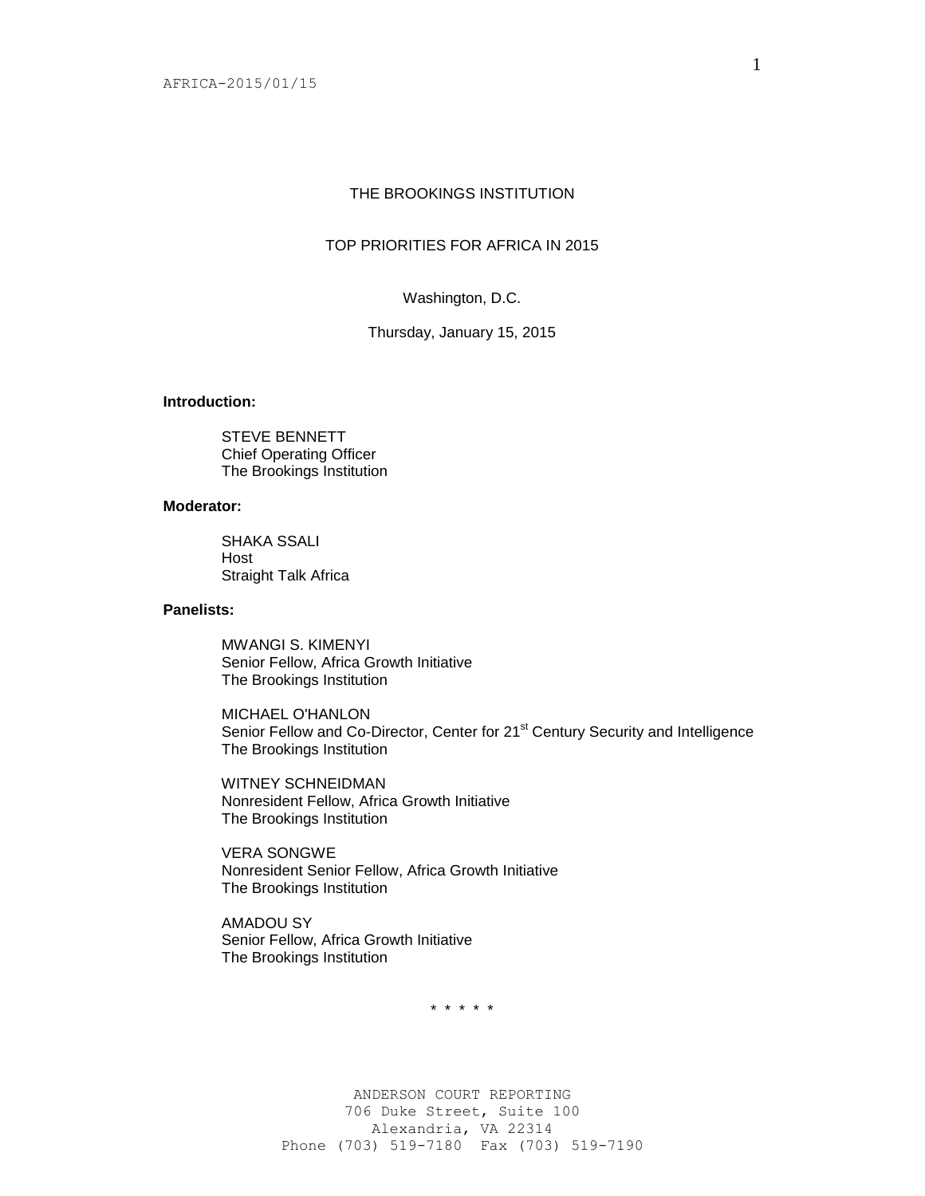# THE BROOKINGS INSTITUTION

## TOP PRIORITIES FOR AFRICA IN 2015

Washington, D.C.

Thursday, January 15, 2015

**Introduction:**

STEVE BENNETT
Chief Operating Officer
The Brookings Institution

**Moderator:**

SHAKA SSALI
Host
Straight Talk Africa

**Panelists:**

MWANGI S. KIMENYI
Senior Fellow, Africa Growth Initiative
The Brookings Institution

MICHAEL O'HANLON
Senior Fellow and Co-Director, Center for 21st Century Security and Intelligence
The Brookings Institution

WITNEY SCHNEIDMAN
Nonresident Fellow, Africa Growth Initiative
The Brookings Institution

VERA SONGWE
Nonresident Senior Fellow, Africa Growth Initiative
The Brookings Institution

AMADOU SY
Senior Fellow, Africa Growth Initiative
The Brookings Institution

\* \* \* \* \*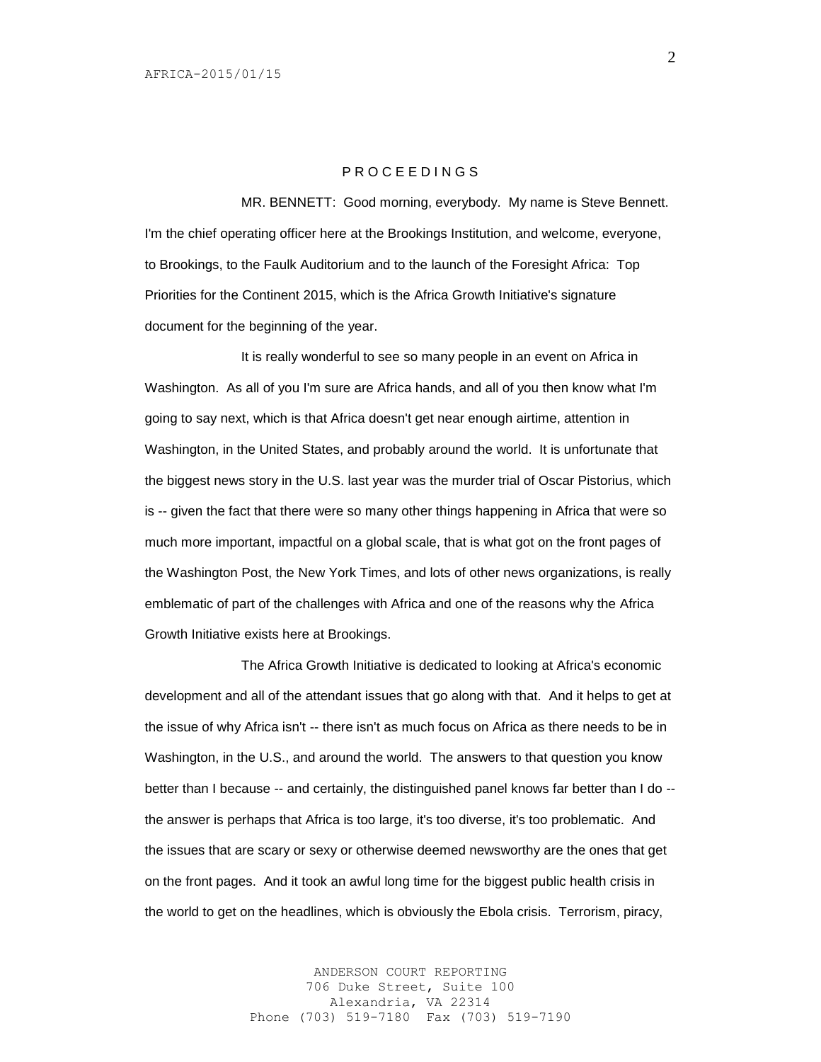P R O C E E D I N G S

MR. BENNETT: Good morning, everybody. My name is Steve Bennett. I'm the chief operating officer here at the Brookings Institution, and welcome, everyone, to Brookings, to the Faulk Auditorium and to the launch of the Foresight Africa: Top Priorities for the Continent 2015, which is the Africa Growth Initiative's signature document for the beginning of the year.

It is really wonderful to see so many people in an event on Africa in Washington. As all of you I'm sure are Africa hands, and all of you then know what I'm going to say next, which is that Africa doesn't get near enough airtime, attention in Washington, in the United States, and probably around the world. It is unfortunate that the biggest news story in the U.S. last year was the murder trial of Oscar Pistorius, which is -- given the fact that there were so many other things happening in Africa that were so much more important, impactful on a global scale, that is what got on the front pages of the Washington Post, the New York Times, and lots of other news organizations, is really emblematic of part of the challenges with Africa and one of the reasons why the Africa Growth Initiative exists here at Brookings.

The Africa Growth Initiative is dedicated to looking at Africa's economic development and all of the attendant issues that go along with that. And it helps to get at the issue of why Africa isn't -- there isn't as much focus on Africa as there needs to be in Washington, in the U.S., and around the world. The answers to that question you know better than I because -- and certainly, the distinguished panel knows far better than I do -- the answer is perhaps that Africa is too large, it's too diverse, it's too problematic. And the issues that are scary or sexy or otherwise deemed newsworthy are the ones that get on the front pages. And it took an awful long time for the biggest public health crisis in the world to get on the headlines, which is obviously the Ebola crisis. Terrorism, piracy,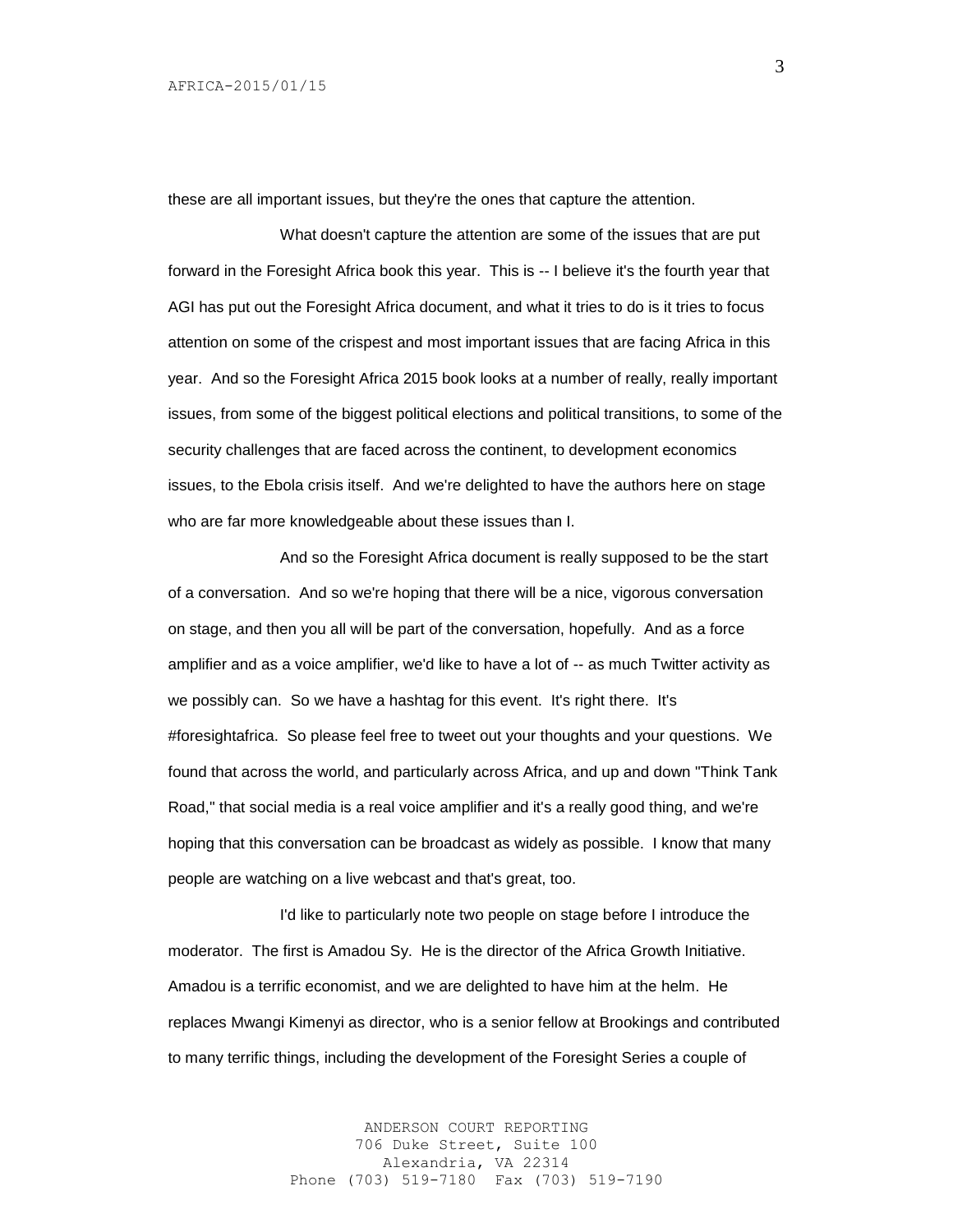these are all important issues, but they're the ones that capture the attention.

What doesn't capture the attention are some of the issues that are put forward in the Foresight Africa book this year. This is -- I believe it's the fourth year that AGI has put out the Foresight Africa document, and what it tries to do is it tries to focus attention on some of the crispest and most important issues that are facing Africa in this year. And so the Foresight Africa 2015 book looks at a number of really, really important issues, from some of the biggest political elections and political transitions, to some of the security challenges that are faced across the continent, to development economics issues, to the Ebola crisis itself. And we're delighted to have the authors here on stage who are far more knowledgeable about these issues than I.

And so the Foresight Africa document is really supposed to be the start of a conversation. And so we're hoping that there will be a nice, vigorous conversation on stage, and then you all will be part of the conversation, hopefully. And as a force amplifier and as a voice amplifier, we'd like to have a lot of -- as much Twitter activity as we possibly can. So we have a hashtag for this event. It's right there. It's #foresightafrica. So please feel free to tweet out your thoughts and your questions. We found that across the world, and particularly across Africa, and up and down "Think Tank Road," that social media is a real voice amplifier and it's a really good thing, and we're hoping that this conversation can be broadcast as widely as possible. I know that many people are watching on a live webcast and that's great, too.

I'd like to particularly note two people on stage before I introduce the moderator. The first is Amadou Sy. He is the director of the Africa Growth Initiative. Amadou is a terrific economist, and we are delighted to have him at the helm. He replaces Mwangi Kimenyi as director, who is a senior fellow at Brookings and contributed to many terrific things, including the development of the Foresight Series a couple of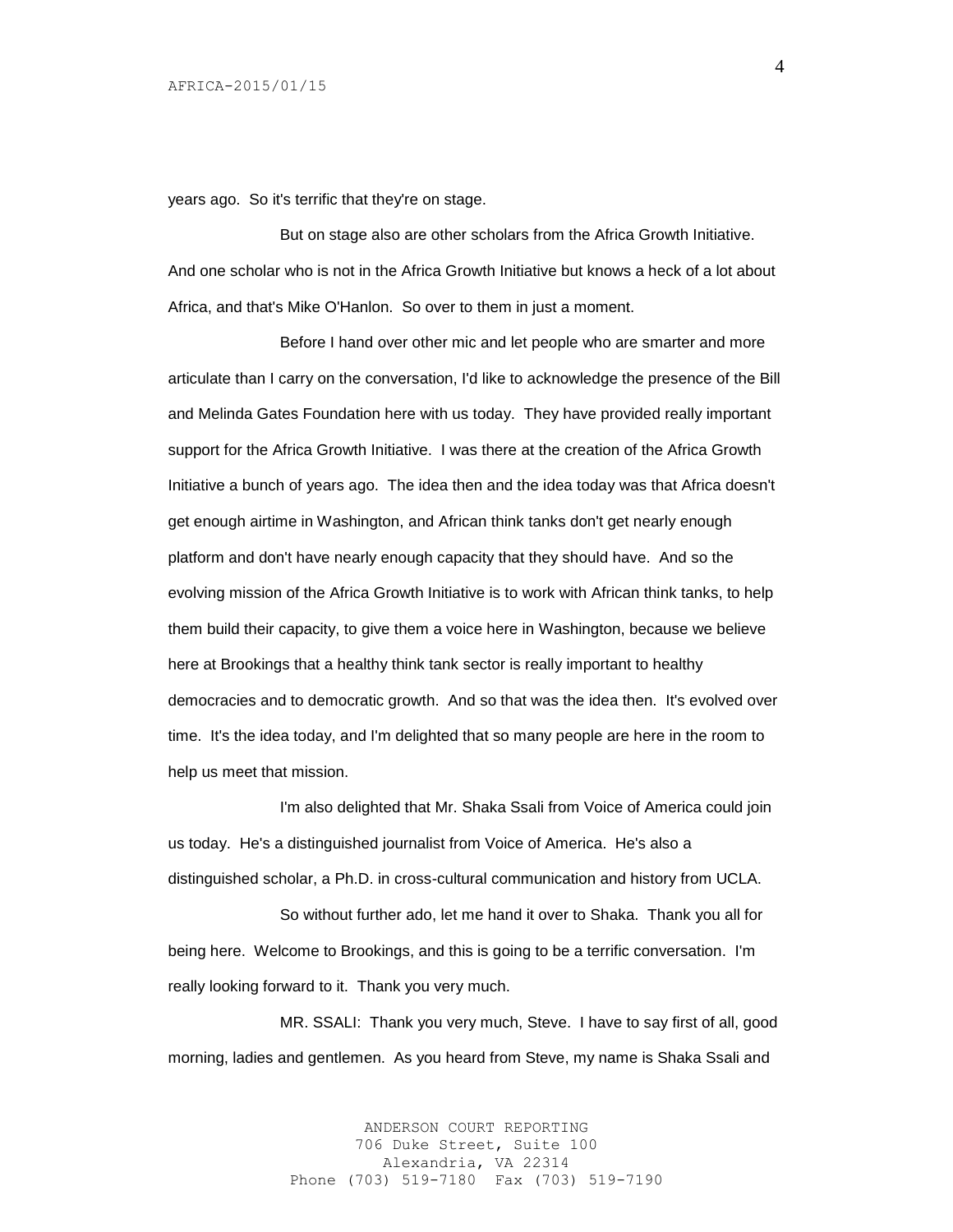years ago. So it's terrific that they're on stage.

But on stage also are other scholars from the Africa Growth Initiative. And one scholar who is not in the Africa Growth Initiative but knows a heck of a lot about Africa, and that's Mike O'Hanlon. So over to them in just a moment.

Before I hand over other mic and let people who are smarter and more articulate than I carry on the conversation, I'd like to acknowledge the presence of the Bill and Melinda Gates Foundation here with us today. They have provided really important support for the Africa Growth Initiative. I was there at the creation of the Africa Growth Initiative a bunch of years ago. The idea then and the idea today was that Africa doesn't get enough airtime in Washington, and African think tanks don't get nearly enough platform and don't have nearly enough capacity that they should have. And so the evolving mission of the Africa Growth Initiative is to work with African think tanks, to help them build their capacity, to give them a voice here in Washington, because we believe here at Brookings that a healthy think tank sector is really important to healthy democracies and to democratic growth. And so that was the idea then. It's evolved over time. It's the idea today, and I'm delighted that so many people are here in the room to help us meet that mission.

I'm also delighted that Mr. Shaka Ssali from Voice of America could join us today. He's a distinguished journalist from Voice of America. He's also a distinguished scholar, a Ph.D. in cross-cultural communication and history from UCLA.

So without further ado, let me hand it over to Shaka. Thank you all for being here. Welcome to Brookings, and this is going to be a terrific conversation. I'm really looking forward to it. Thank you very much.

MR. SSALI: Thank you very much, Steve. I have to say first of all, good morning, ladies and gentlemen. As you heard from Steve, my name is Shaka Ssali and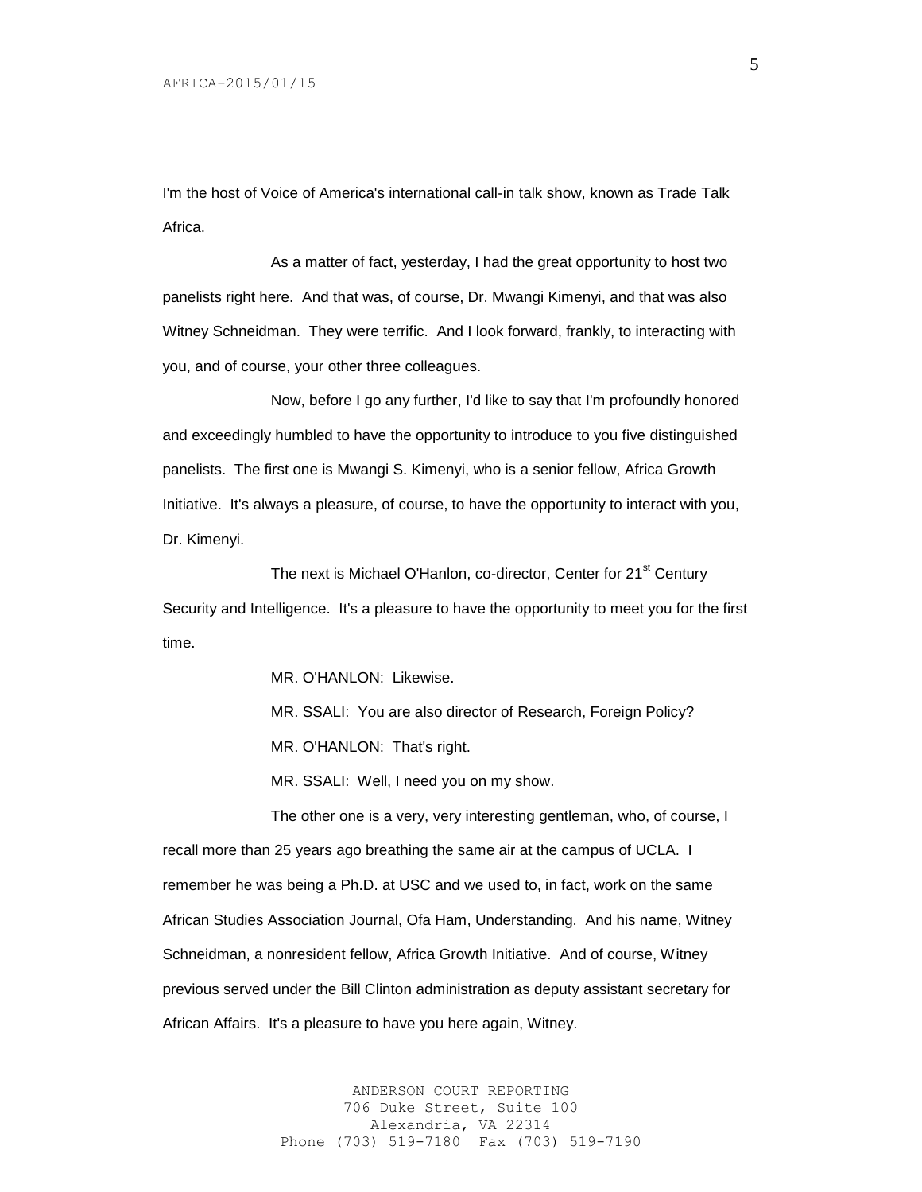I'm the host of Voice of America's international call-in talk show, known as Trade Talk Africa.

As a matter of fact, yesterday, I had the great opportunity to host two panelists right here. And that was, of course, Dr. Mwangi Kimenyi, and that was also Witney Schneidman. They were terrific. And I look forward, frankly, to interacting with you, and of course, your other three colleagues.

Now, before I go any further, I'd like to say that I'm profoundly honored and exceedingly humbled to have the opportunity to introduce to you five distinguished panelists. The first one is Mwangi S. Kimenyi, who is a senior fellow, Africa Growth Initiative. It's always a pleasure, of course, to have the opportunity to interact with you, Dr. Kimenyi.

The next is Michael O'Hanlon, co-director, Center for 21st Century Security and Intelligence. It's a pleasure to have the opportunity to meet you for the first time.

MR. O'HANLON: Likewise.

MR. SSALI: You are also director of Research, Foreign Policy?

MR. O'HANLON: That's right.

MR. SSALI: Well, I need you on my show.

The other one is a very, very interesting gentleman, who, of course, I recall more than 25 years ago breathing the same air at the campus of UCLA. I remember he was being a Ph.D. at USC and we used to, in fact, work on the same African Studies Association Journal, Ofa Ham, Understanding. And his name, Witney Schneidman, a nonresident fellow, Africa Growth Initiative. And of course, Witney previous served under the Bill Clinton administration as deputy assistant secretary for African Affairs. It's a pleasure to have you here again, Witney.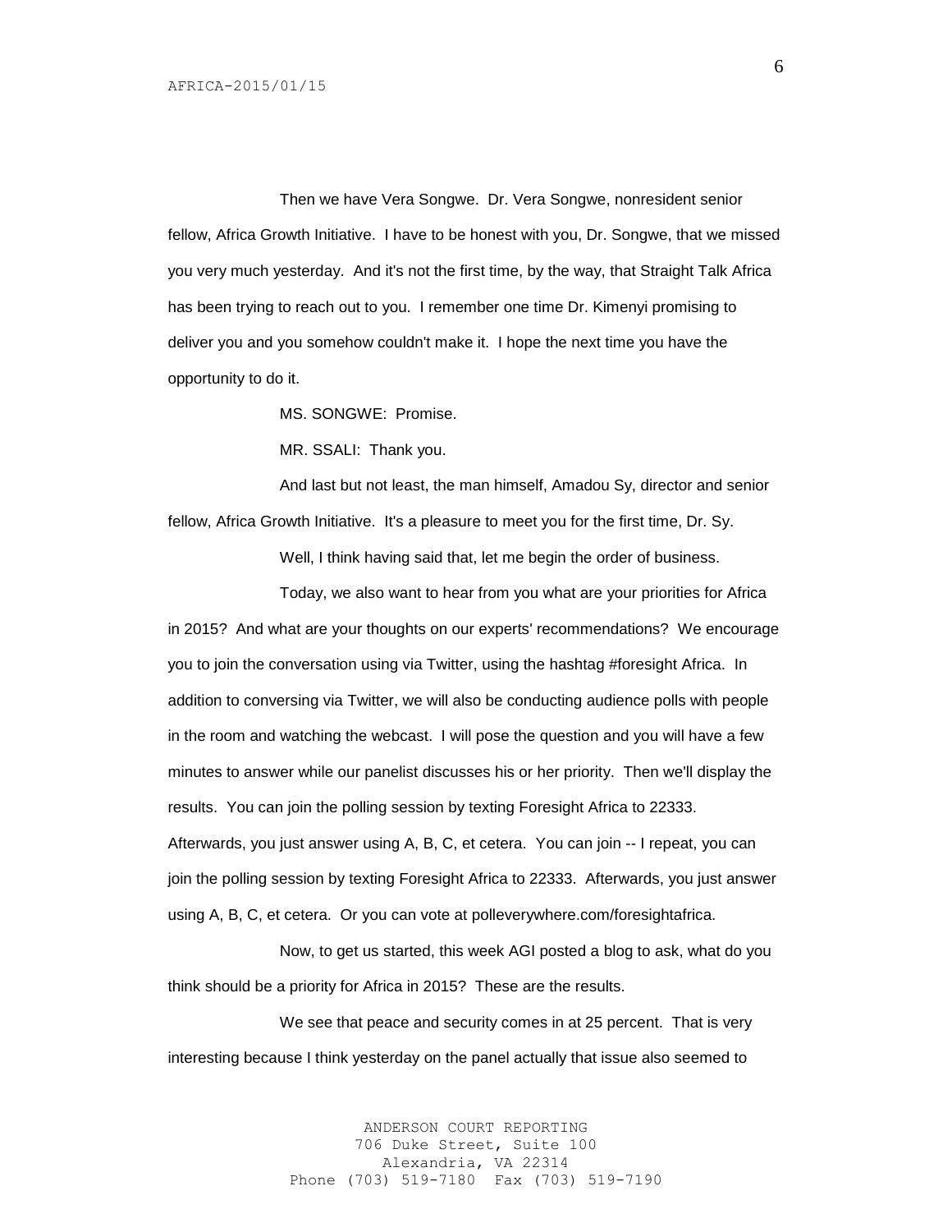Then we have Vera Songwe. Dr. Vera Songwe, nonresident senior fellow, Africa Growth Initiative. I have to be honest with you, Dr. Songwe, that we missed you very much yesterday. And it's not the first time, by the way, that Straight Talk Africa has been trying to reach out to you. I remember one time Dr. Kimenyi promising to deliver you and you somehow couldn't make it. I hope the next time you have the opportunity to do it.

MS. SONGWE: Promise.

MR. SSALI: Thank you.

And last but not least, the man himself, Amadou Sy, director and senior fellow, Africa Growth Initiative. It's a pleasure to meet you for the first time, Dr. Sy.

Well, I think having said that, let me begin the order of business.

Today, we also want to hear from you what are your priorities for Africa in 2015? And what are your thoughts on our experts' recommendations? We encourage you to join the conversation using via Twitter, using the hashtag #foresight Africa. In addition to conversing via Twitter, we will also be conducting audience polls with people in the room and watching the webcast. I will pose the question and you will have a few minutes to answer while our panelist discusses his or her priority. Then we'll display the results. You can join the polling session by texting Foresight Africa to 22333. Afterwards, you just answer using A, B, C, et cetera. You can join -- I repeat, you can join the polling session by texting Foresight Africa to 22333. Afterwards, you just answer using A, B, C, et cetera. Or you can vote at polleverywhere.com/foresightafrica.

Now, to get us started, this week AGI posted a blog to ask, what do you think should be a priority for Africa in 2015? These are the results.

We see that peace and security comes in at 25 percent. That is very interesting because I think yesterday on the panel actually that issue also seemed to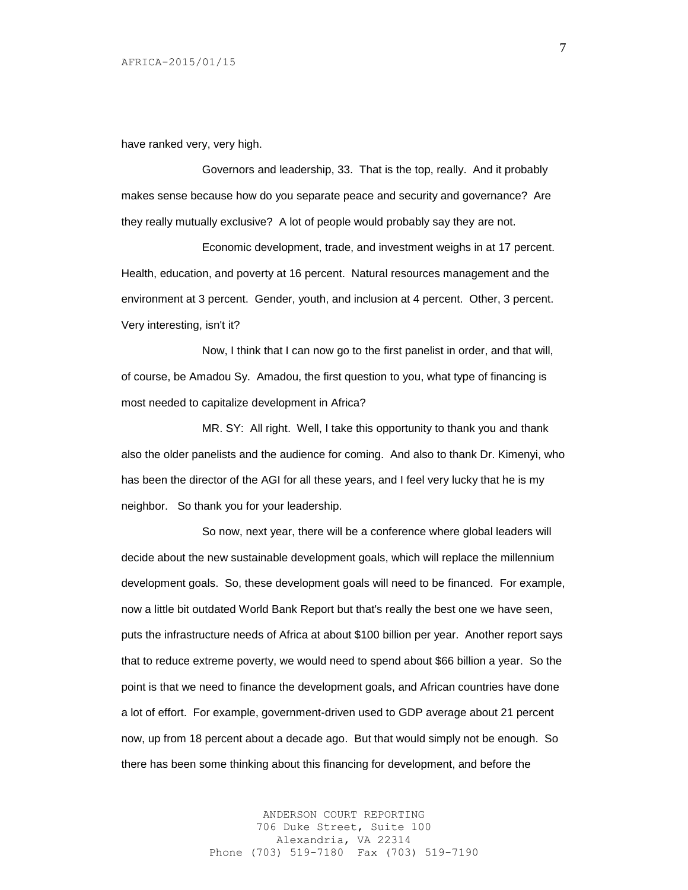have ranked very, very high.

Governors and leadership, 33. That is the top, really. And it probably makes sense because how do you separate peace and security and governance? Are they really mutually exclusive? A lot of people would probably say they are not.

Economic development, trade, and investment weighs in at 17 percent. Health, education, and poverty at 16 percent. Natural resources management and the environment at 3 percent. Gender, youth, and inclusion at 4 percent. Other, 3 percent. Very interesting, isn't it?

Now, I think that I can now go to the first panelist in order, and that will, of course, be Amadou Sy. Amadou, the first question to you, what type of financing is most needed to capitalize development in Africa?

MR. SY: All right. Well, I take this opportunity to thank you and thank also the older panelists and the audience for coming. And also to thank Dr. Kimenyi, who has been the director of the AGI for all these years, and I feel very lucky that he is my neighbor. So thank you for your leadership.

So now, next year, there will be a conference where global leaders will decide about the new sustainable development goals, which will replace the millennium development goals. So, these development goals will need to be financed. For example, now a little bit outdated World Bank Report but that's really the best one we have seen, puts the infrastructure needs of Africa at about $100 billion per year. Another report says that to reduce extreme poverty, we would need to spend about $66 billion a year. So the point is that we need to finance the development goals, and African countries have done a lot of effort. For example, government-driven used to GDP average about 21 percent now, up from 18 percent about a decade ago. But that would simply not be enough. So there has been some thinking about this financing for development, and before the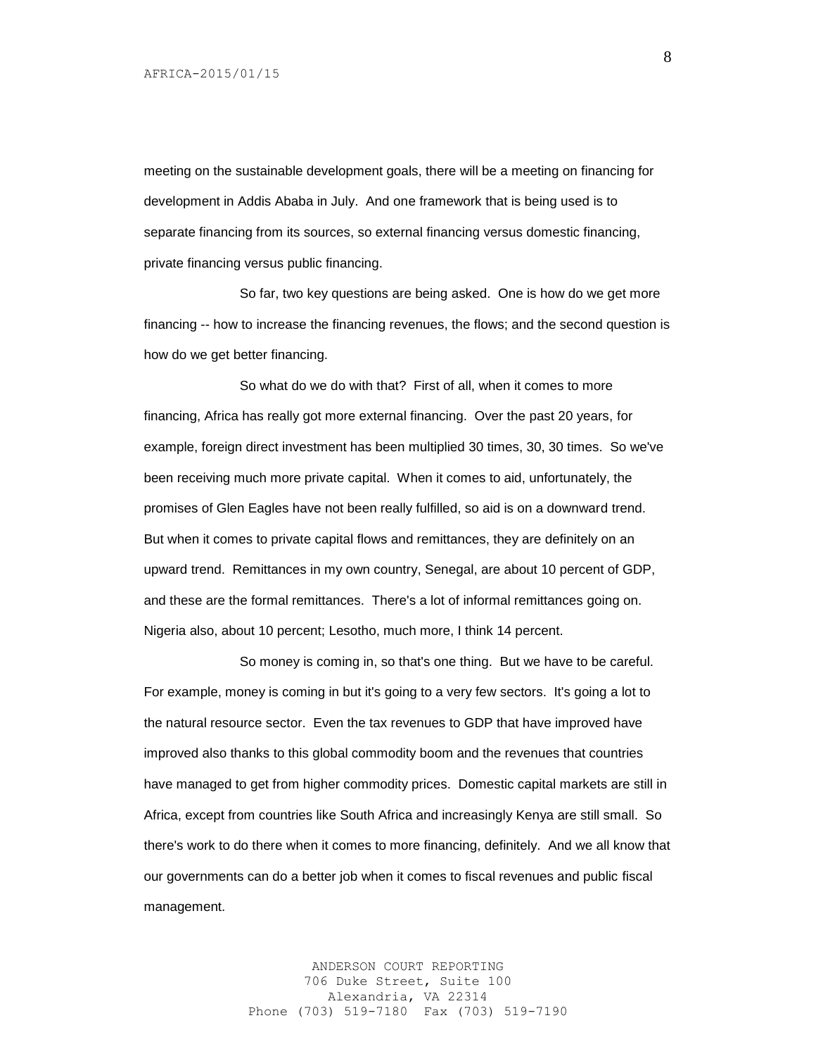meeting on the sustainable development goals, there will be a meeting on financing for development in Addis Ababa in July. And one framework that is being used is to separate financing from its sources, so external financing versus domestic financing, private financing versus public financing.

So far, two key questions are being asked. One is how do we get more financing -- how to increase the financing revenues, the flows; and the second question is how do we get better financing.

So what do we do with that? First of all, when it comes to more financing, Africa has really got more external financing. Over the past 20 years, for example, foreign direct investment has been multiplied 30 times, 30, 30 times. So we've been receiving much more private capital. When it comes to aid, unfortunately, the promises of Glen Eagles have not been really fulfilled, so aid is on a downward trend. But when it comes to private capital flows and remittances, they are definitely on an upward trend. Remittances in my own country, Senegal, are about 10 percent of GDP, and these are the formal remittances. There's a lot of informal remittances going on. Nigeria also, about 10 percent; Lesotho, much more, I think 14 percent.

So money is coming in, so that's one thing. But we have to be careful. For example, money is coming in but it's going to a very few sectors. It's going a lot to the natural resource sector. Even the tax revenues to GDP that have improved have improved also thanks to this global commodity boom and the revenues that countries have managed to get from higher commodity prices. Domestic capital markets are still in Africa, except from countries like South Africa and increasingly Kenya are still small. So there's work to do there when it comes to more financing, definitely. And we all know that our governments can do a better job when it comes to fiscal revenues and public fiscal management.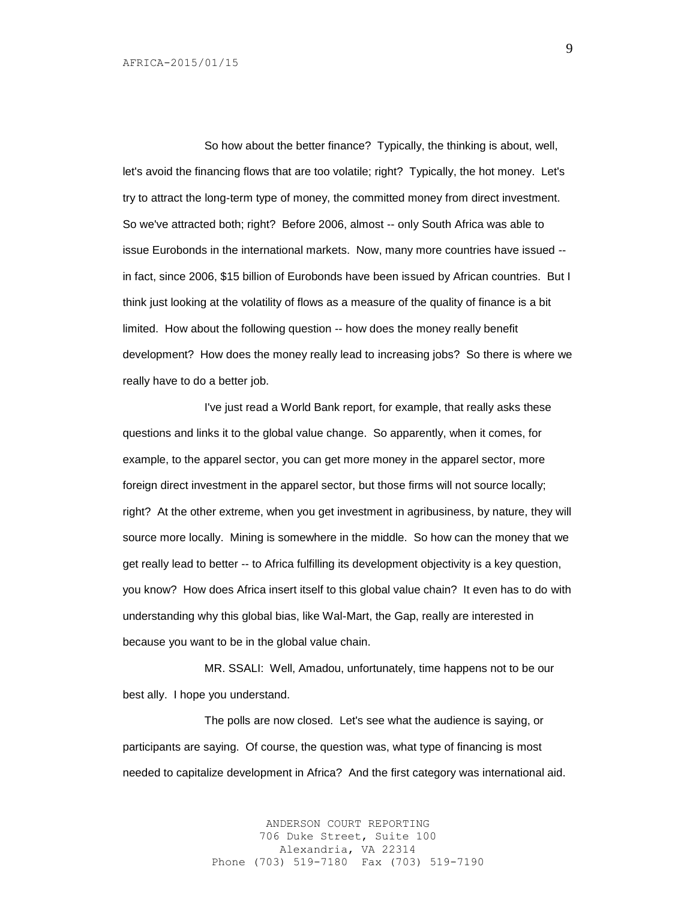So how about the better finance? Typically, the thinking is about, well, let's avoid the financing flows that are too volatile; right? Typically, the hot money. Let's try to attract the long-term type of money, the committed money from direct investment. So we've attracted both; right? Before 2006, almost -- only South Africa was able to issue Eurobonds in the international markets. Now, many more countries have issued -- in fact, since 2006, $15 billion of Eurobonds have been issued by African countries. But I think just looking at the volatility of flows as a measure of the quality of finance is a bit limited. How about the following question -- how does the money really benefit development? How does the money really lead to increasing jobs? So there is where we really have to do a better job.

I've just read a World Bank report, for example, that really asks these questions and links it to the global value change. So apparently, when it comes, for example, to the apparel sector, you can get more money in the apparel sector, more foreign direct investment in the apparel sector, but those firms will not source locally; right? At the other extreme, when you get investment in agribusiness, by nature, they will source more locally. Mining is somewhere in the middle. So how can the money that we get really lead to better -- to Africa fulfilling its development objectivity is a key question, you know? How does Africa insert itself to this global value chain? It even has to do with understanding why this global bias, like Wal-Mart, the Gap, really are interested in because you want to be in the global value chain.

MR. SSALI: Well, Amadou, unfortunately, time happens not to be our best ally. I hope you understand.

The polls are now closed. Let's see what the audience is saying, or participants are saying. Of course, the question was, what type of financing is most needed to capitalize development in Africa? And the first category was international aid.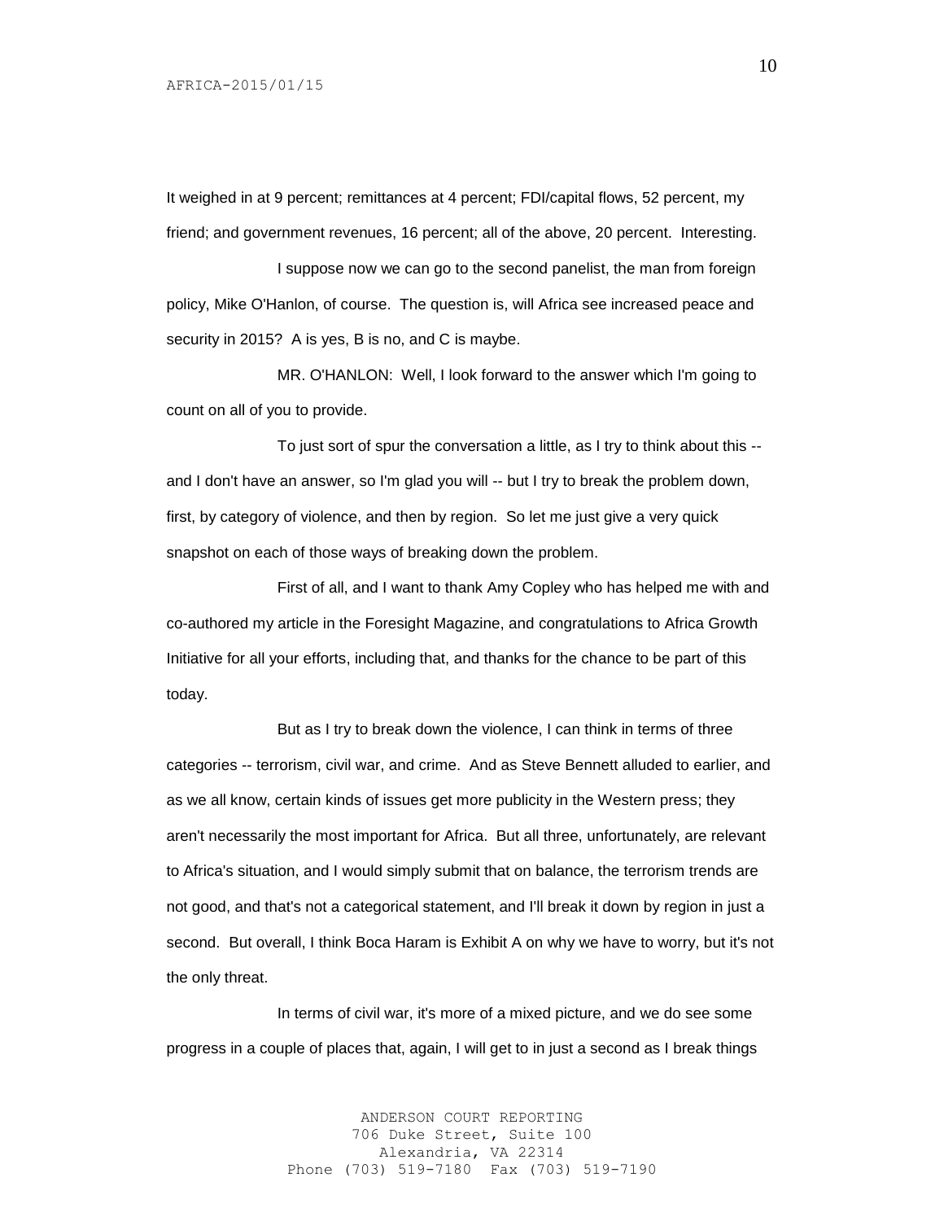It weighed in at 9 percent; remittances at 4 percent; FDI/capital flows, 52 percent, my friend; and government revenues, 16 percent; all of the above, 20 percent. Interesting.

I suppose now we can go to the second panelist, the man from foreign policy, Mike O'Hanlon, of course. The question is, will Africa see increased peace and security in 2015? A is yes, B is no, and C is maybe.

MR. O'HANLON: Well, I look forward to the answer which I'm going to count on all of you to provide.

To just sort of spur the conversation a little, as I try to think about this -- and I don't have an answer, so I'm glad you will -- but I try to break the problem down, first, by category of violence, and then by region. So let me just give a very quick snapshot on each of those ways of breaking down the problem.

First of all, and I want to thank Amy Copley who has helped me with and co-authored my article in the Foresight Magazine, and congratulations to Africa Growth Initiative for all your efforts, including that, and thanks for the chance to be part of this today.

But as I try to break down the violence, I can think in terms of three categories -- terrorism, civil war, and crime. And as Steve Bennett alluded to earlier, and as we all know, certain kinds of issues get more publicity in the Western press; they aren't necessarily the most important for Africa. But all three, unfortunately, are relevant to Africa's situation, and I would simply submit that on balance, the terrorism trends are not good, and that's not a categorical statement, and I'll break it down by region in just a second. But overall, I think Boca Haram is Exhibit A on why we have to worry, but it's not the only threat.

In terms of civil war, it's more of a mixed picture, and we do see some progress in a couple of places that, again, I will get to in just a second as I break things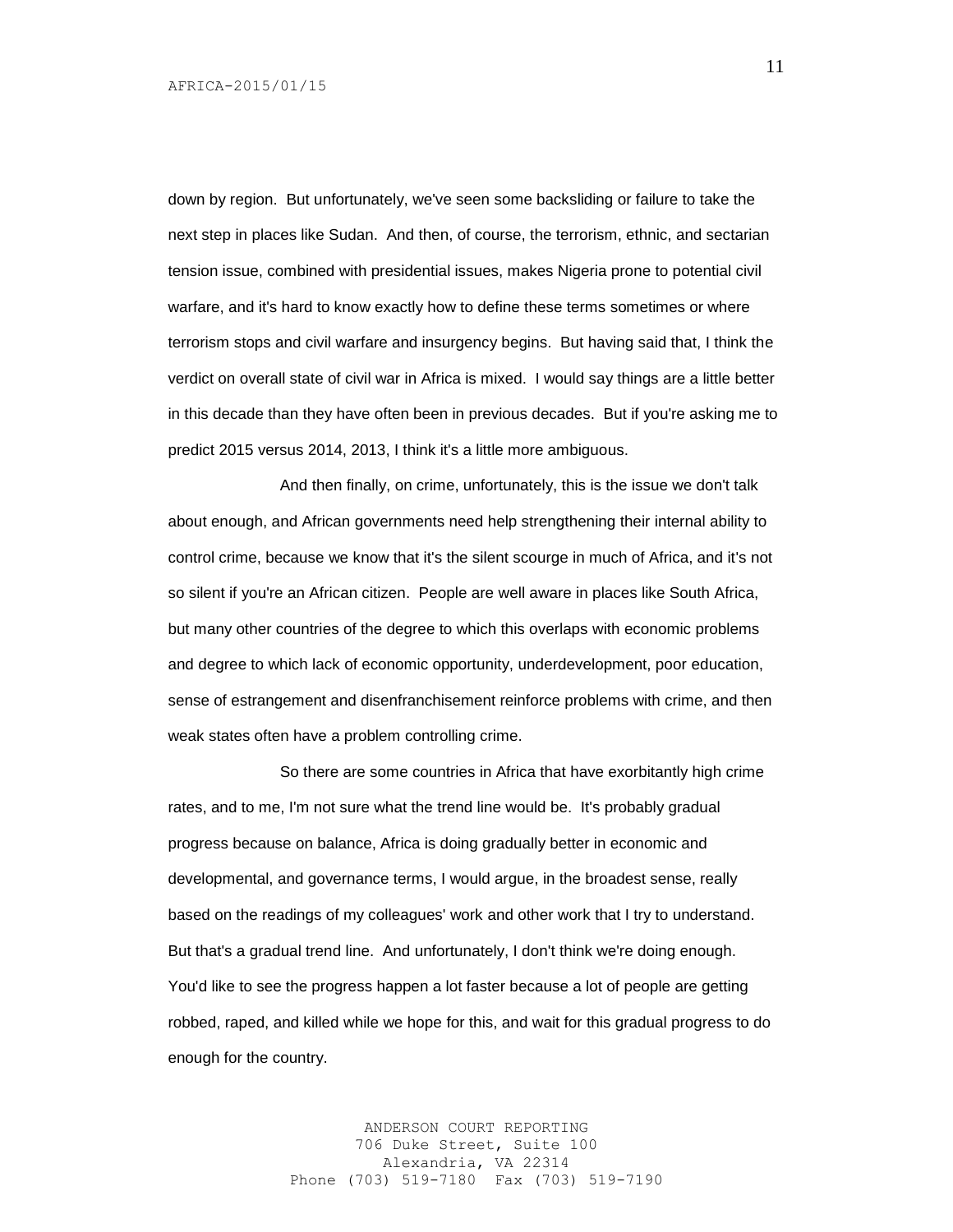down by region. But unfortunately, we've seen some backsliding or failure to take the next step in places like Sudan. And then, of course, the terrorism, ethnic, and sectarian tension issue, combined with presidential issues, makes Nigeria prone to potential civil warfare, and it's hard to know exactly how to define these terms sometimes or where terrorism stops and civil warfare and insurgency begins. But having said that, I think the verdict on overall state of civil war in Africa is mixed. I would say things are a little better in this decade than they have often been in previous decades. But if you're asking me to predict 2015 versus 2014, 2013, I think it's a little more ambiguous.

And then finally, on crime, unfortunately, this is the issue we don't talk about enough, and African governments need help strengthening their internal ability to control crime, because we know that it's the silent scourge in much of Africa, and it's not so silent if you're an African citizen. People are well aware in places like South Africa, but many other countries of the degree to which this overlaps with economic problems and degree to which lack of economic opportunity, underdevelopment, poor education, sense of estrangement and disenfranchisement reinforce problems with crime, and then weak states often have a problem controlling crime.

So there are some countries in Africa that have exorbitantly high crime rates, and to me, I'm not sure what the trend line would be. It's probably gradual progress because on balance, Africa is doing gradually better in economic and developmental, and governance terms, I would argue, in the broadest sense, really based on the readings of my colleagues' work and other work that I try to understand. But that's a gradual trend line. And unfortunately, I don't think we're doing enough. You'd like to see the progress happen a lot faster because a lot of people are getting robbed, raped, and killed while we hope for this, and wait for this gradual progress to do enough for the country.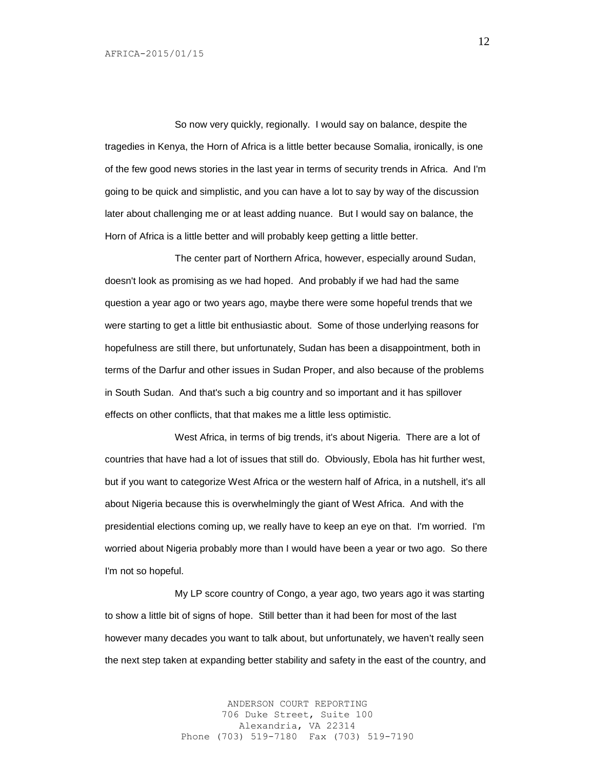So now very quickly, regionally. I would say on balance, despite the tragedies in Kenya, the Horn of Africa is a little better because Somalia, ironically, is one of the few good news stories in the last year in terms of security trends in Africa. And I'm going to be quick and simplistic, and you can have a lot to say by way of the discussion later about challenging me or at least adding nuance. But I would say on balance, the Horn of Africa is a little better and will probably keep getting a little better.

The center part of Northern Africa, however, especially around Sudan, doesn't look as promising as we had hoped. And probably if we had had the same question a year ago or two years ago, maybe there were some hopeful trends that we were starting to get a little bit enthusiastic about. Some of those underlying reasons for hopefulness are still there, but unfortunately, Sudan has been a disappointment, both in terms of the Darfur and other issues in Sudan Proper, and also because of the problems in South Sudan. And that's such a big country and so important and it has spillover effects on other conflicts, that that makes me a little less optimistic.

West Africa, in terms of big trends, it's about Nigeria. There are a lot of countries that have had a lot of issues that still do. Obviously, Ebola has hit further west, but if you want to categorize West Africa or the western half of Africa, in a nutshell, it's all about Nigeria because this is overwhelmingly the giant of West Africa. And with the presidential elections coming up, we really have to keep an eye on that. I'm worried. I'm worried about Nigeria probably more than I would have been a year or two ago. So there I'm not so hopeful.

My LP score country of Congo, a year ago, two years ago it was starting to show a little bit of signs of hope. Still better than it had been for most of the last however many decades you want to talk about, but unfortunately, we haven't really seen the next step taken at expanding better stability and safety in the east of the country, and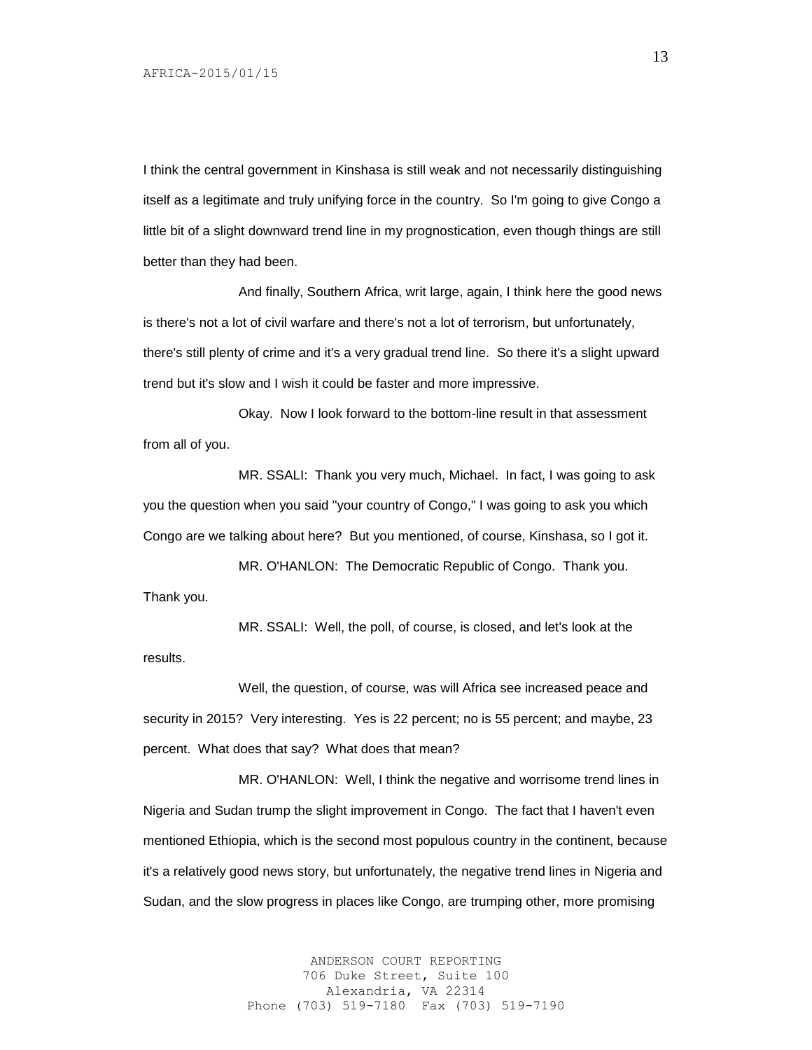I think the central government in Kinshasa is still weak and not necessarily distinguishing itself as a legitimate and truly unifying force in the country. So I'm going to give Congo a little bit of a slight downward trend line in my prognostication, even though things are still better than they had been.

And finally, Southern Africa, writ large, again, I think here the good news is there's not a lot of civil warfare and there's not a lot of terrorism, but unfortunately, there's still plenty of crime and it's a very gradual trend line. So there it's a slight upward trend but it's slow and I wish it could be faster and more impressive.

Okay. Now I look forward to the bottom-line result in that assessment from all of you.

MR. SSALI: Thank you very much, Michael. In fact, I was going to ask you the question when you said "your country of Congo," I was going to ask you which Congo are we talking about here? But you mentioned, of course, Kinshasa, so I got it.

MR. O'HANLON: The Democratic Republic of Congo. Thank you. Thank you.

MR. SSALI: Well, the poll, of course, is closed, and let's look at the results.

Well, the question, of course, was will Africa see increased peace and security in 2015? Very interesting. Yes is 22 percent; no is 55 percent; and maybe, 23 percent. What does that say? What does that mean?

MR. O'HANLON: Well, I think the negative and worrisome trend lines in Nigeria and Sudan trump the slight improvement in Congo. The fact that I haven't even mentioned Ethiopia, which is the second most populous country in the continent, because it's a relatively good news story, but unfortunately, the negative trend lines in Nigeria and Sudan, and the slow progress in places like Congo, are trumping other, more promising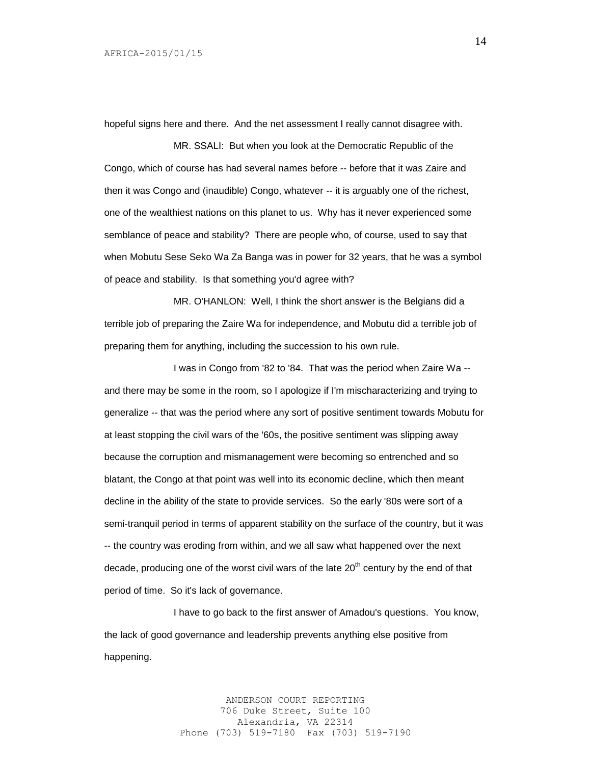hopeful signs here and there. And the net assessment I really cannot disagree with.

MR. SSALI: But when you look at the Democratic Republic of the Congo, which of course has had several names before -- before that it was Zaire and then it was Congo and (inaudible) Congo, whatever -- it is arguably one of the richest, one of the wealthiest nations on this planet to us. Why has it never experienced some semblance of peace and stability? There are people who, of course, used to say that when Mobutu Sese Seko Wa Za Banga was in power for 32 years, that he was a symbol of peace and stability. Is that something you'd agree with?

MR. O'HANLON: Well, I think the short answer is the Belgians did a terrible job of preparing the Zaire Wa for independence, and Mobutu did a terrible job of preparing them for anything, including the succession to his own rule.

I was in Congo from '82 to '84. That was the period when Zaire Wa -- and there may be some in the room, so I apologize if I'm mischaracterizing and trying to generalize -- that was the period where any sort of positive sentiment towards Mobutu for at least stopping the civil wars of the '60s, the positive sentiment was slipping away because the corruption and mismanagement were becoming so entrenched and so blatant, the Congo at that point was well into its economic decline, which then meant decline in the ability of the state to provide services. So the early '80s were sort of a semi-tranquil period in terms of apparent stability on the surface of the country, but it was -- the country was eroding from within, and we all saw what happened over the next decade, producing one of the worst civil wars of the late 20th century by the end of that period of time. So it's lack of governance.

I have to go back to the first answer of Amadou's questions. You know, the lack of good governance and leadership prevents anything else positive from happening.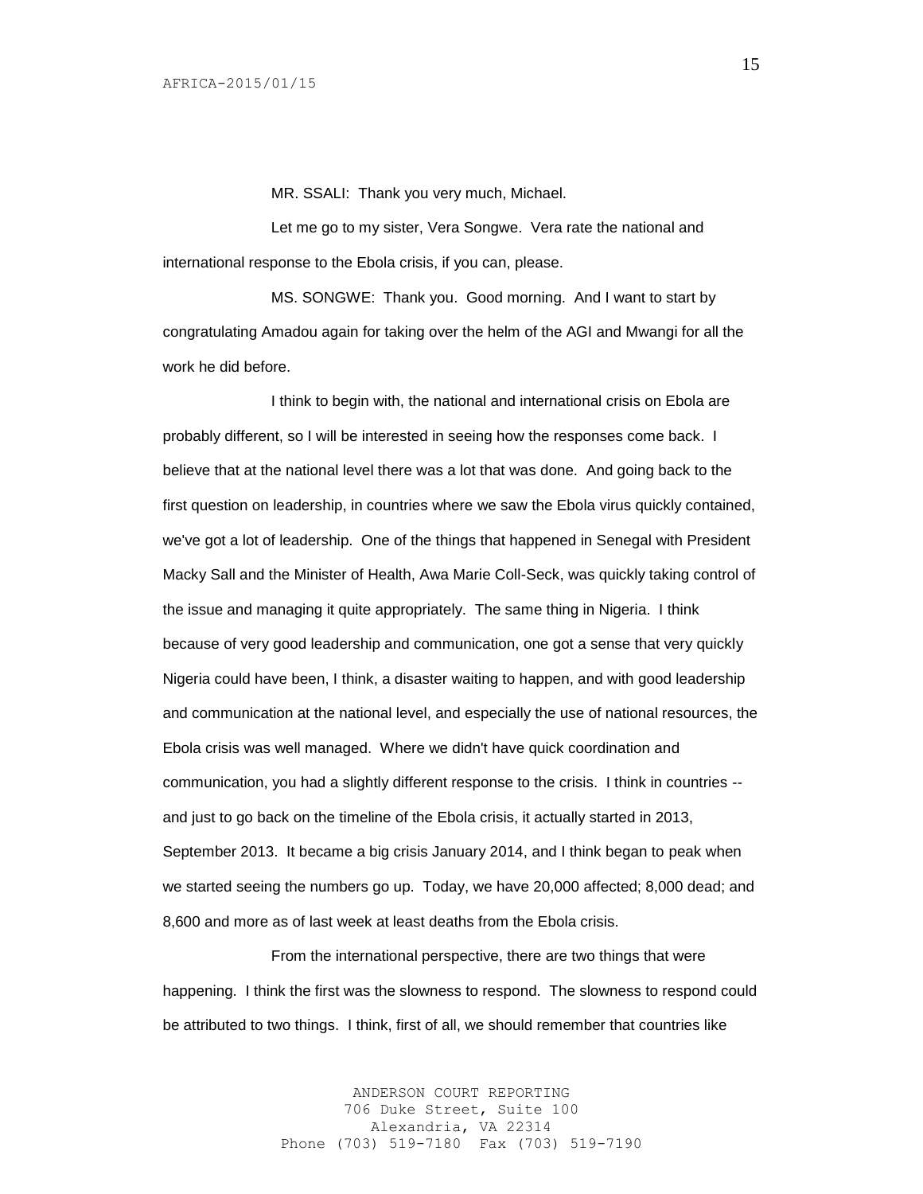MR. SSALI: Thank you very much, Michael.

Let me go to my sister, Vera Songwe. Vera rate the national and international response to the Ebola crisis, if you can, please.

MS. SONGWE: Thank you. Good morning. And I want to start by congratulating Amadou again for taking over the helm of the AGI and Mwangi for all the work he did before.

I think to begin with, the national and international crisis on Ebola are probably different, so I will be interested in seeing how the responses come back. I believe that at the national level there was a lot that was done. And going back to the first question on leadership, in countries where we saw the Ebola virus quickly contained, we've got a lot of leadership. One of the things that happened in Senegal with President Macky Sall and the Minister of Health, Awa Marie Coll-Seck, was quickly taking control of the issue and managing it quite appropriately. The same thing in Nigeria. I think because of very good leadership and communication, one got a sense that very quickly Nigeria could have been, I think, a disaster waiting to happen, and with good leadership and communication at the national level, and especially the use of national resources, the Ebola crisis was well managed. Where we didn't have quick coordination and communication, you had a slightly different response to the crisis. I think in countries -- and just to go back on the timeline of the Ebola crisis, it actually started in 2013, September 2013. It became a big crisis January 2014, and I think began to peak when we started seeing the numbers go up. Today, we have 20,000 affected; 8,000 dead; and 8,600 and more as of last week at least deaths from the Ebola crisis.

From the international perspective, there are two things that were happening. I think the first was the slowness to respond. The slowness to respond could be attributed to two things. I think, first of all, we should remember that countries like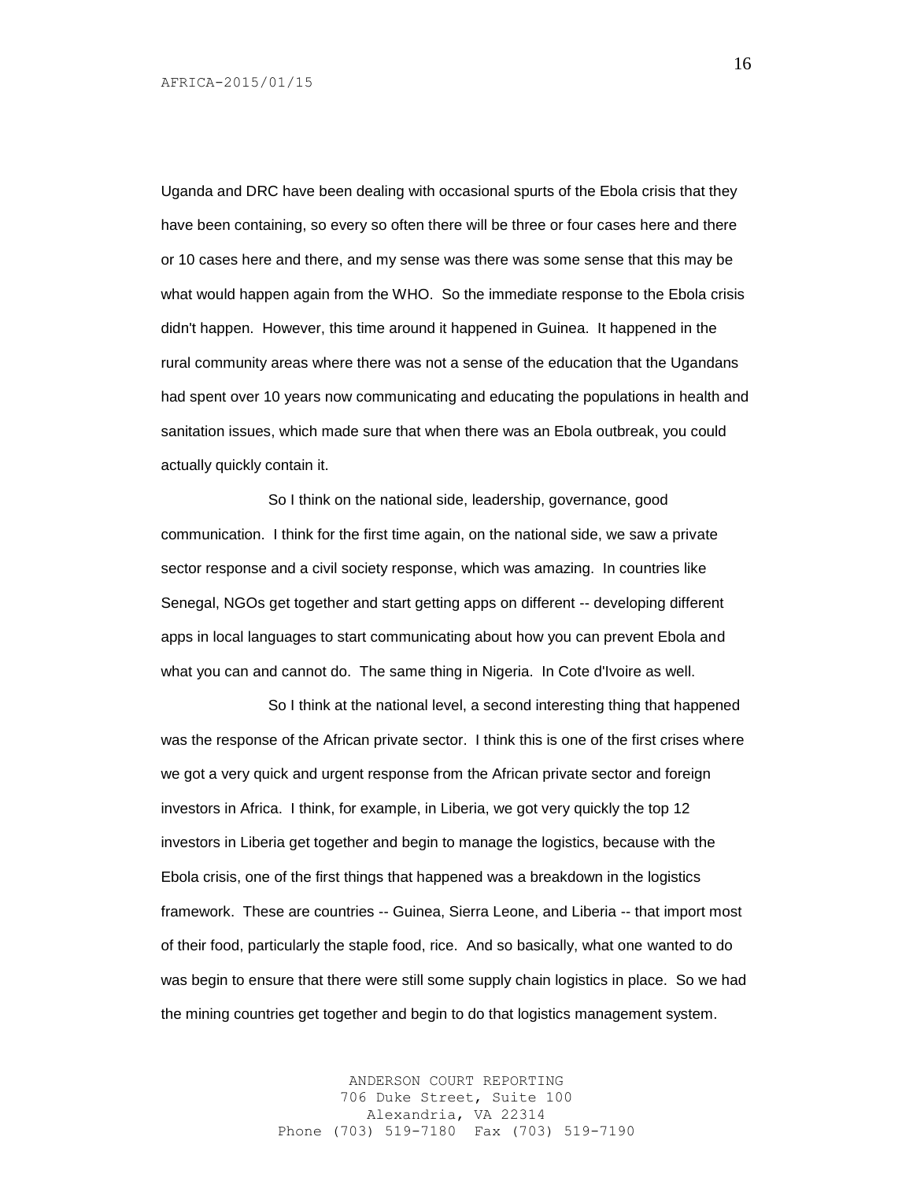Uganda and DRC have been dealing with occasional spurts of the Ebola crisis that they have been containing, so every so often there will be three or four cases here and there or 10 cases here and there, and my sense was there was some sense that this may be what would happen again from the WHO. So the immediate response to the Ebola crisis didn't happen. However, this time around it happened in Guinea. It happened in the rural community areas where there was not a sense of the education that the Ugandans had spent over 10 years now communicating and educating the populations in health and sanitation issues, which made sure that when there was an Ebola outbreak, you could actually quickly contain it.

So I think on the national side, leadership, governance, good communication. I think for the first time again, on the national side, we saw a private sector response and a civil society response, which was amazing. In countries like Senegal, NGOs get together and start getting apps on different -- developing different apps in local languages to start communicating about how you can prevent Ebola and what you can and cannot do. The same thing in Nigeria. In Cote d'Ivoire as well.

So I think at the national level, a second interesting thing that happened was the response of the African private sector. I think this is one of the first crises where we got a very quick and urgent response from the African private sector and foreign investors in Africa. I think, for example, in Liberia, we got very quickly the top 12 investors in Liberia get together and begin to manage the logistics, because with the Ebola crisis, one of the first things that happened was a breakdown in the logistics framework. These are countries -- Guinea, Sierra Leone, and Liberia -- that import most of their food, particularly the staple food, rice. And so basically, what one wanted to do was begin to ensure that there were still some supply chain logistics in place. So we had the mining countries get together and begin to do that logistics management system.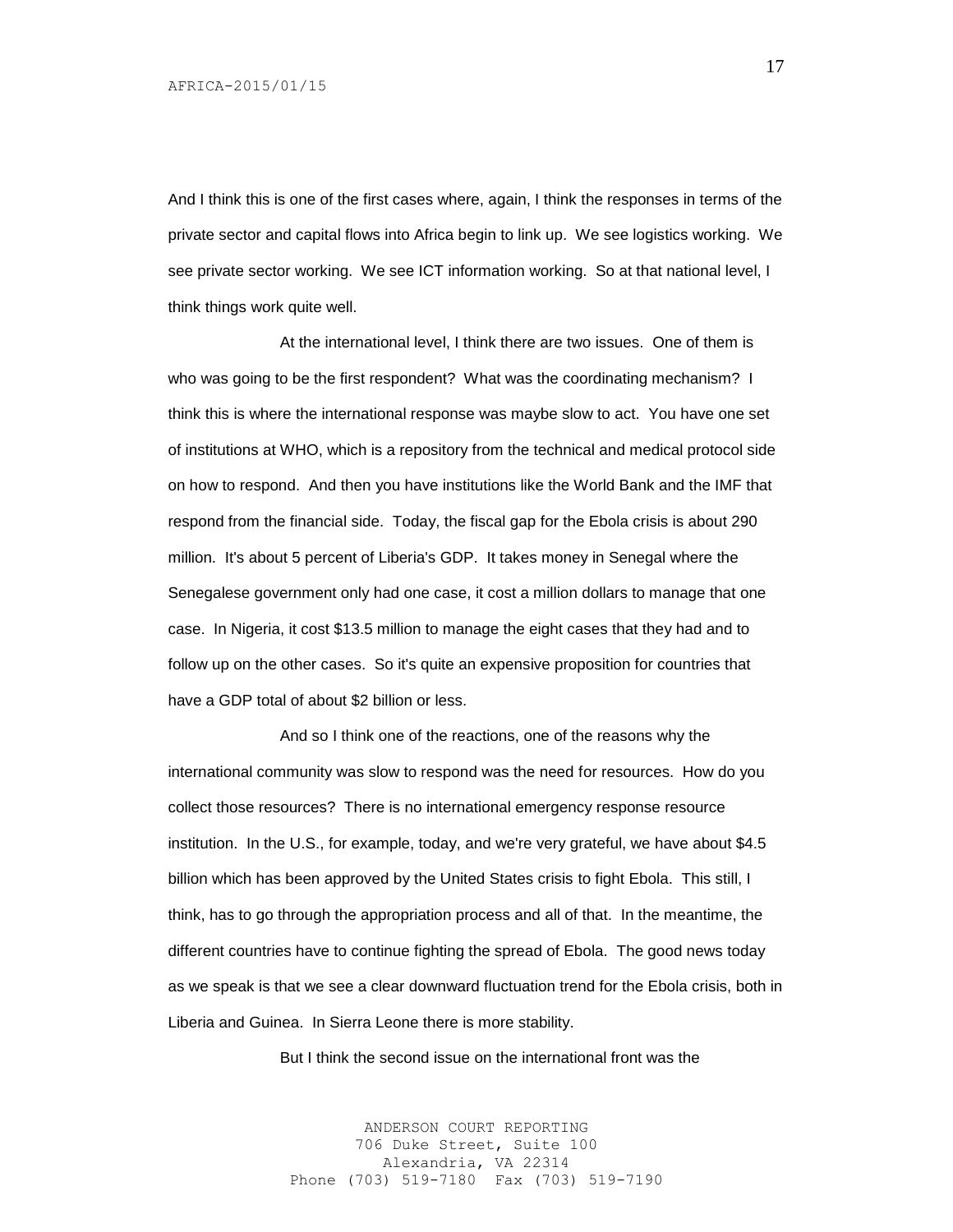And I think this is one of the first cases where, again, I think the responses in terms of the private sector and capital flows into Africa begin to link up. We see logistics working. We see private sector working. We see ICT information working. So at that national level, I think things work quite well.

At the international level, I think there are two issues. One of them is who was going to be the first respondent? What was the coordinating mechanism? I think this is where the international response was maybe slow to act. You have one set of institutions at WHO, which is a repository from the technical and medical protocol side on how to respond. And then you have institutions like the World Bank and the IMF that respond from the financial side. Today, the fiscal gap for the Ebola crisis is about 290 million. It's about 5 percent of Liberia's GDP. It takes money in Senegal where the Senegalese government only had one case, it cost a million dollars to manage that one case. In Nigeria, it cost $13.5 million to manage the eight cases that they had and to follow up on the other cases. So it's quite an expensive proposition for countries that have a GDP total of about $2 billion or less.

And so I think one of the reactions, one of the reasons why the international community was slow to respond was the need for resources. How do you collect those resources? There is no international emergency response resource institution. In the U.S., for example, today, and we're very grateful, we have about $4.5 billion which has been approved by the United States crisis to fight Ebola. This still, I think, has to go through the appropriation process and all of that. In the meantime, the different countries have to continue fighting the spread of Ebola. The good news today as we speak is that we see a clear downward fluctuation trend for the Ebola crisis, both in Liberia and Guinea. In Sierra Leone there is more stability.

But I think the second issue on the international front was the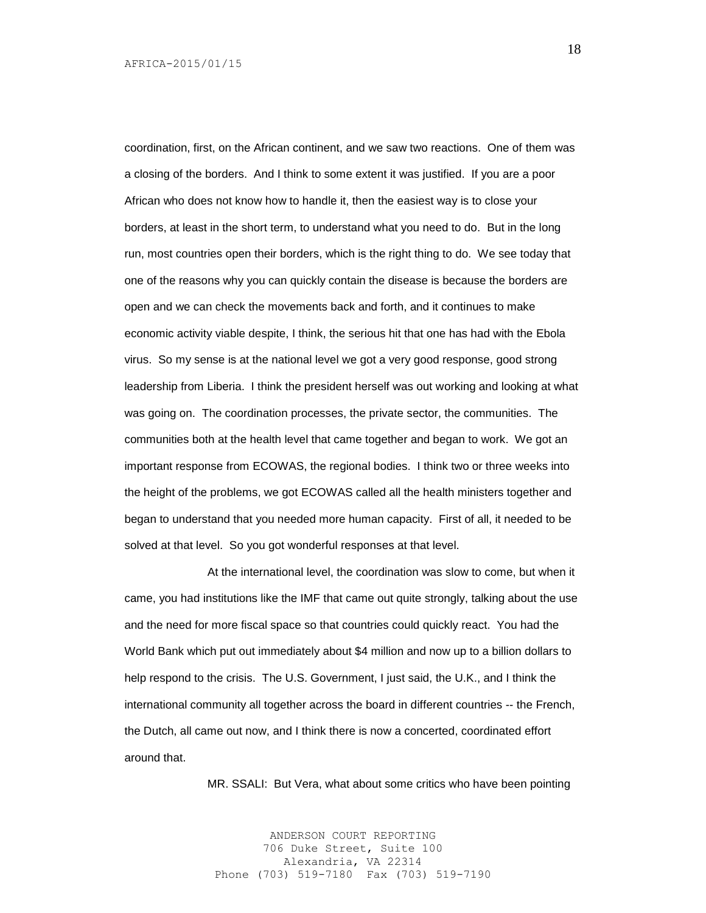coordination, first, on the African continent, and we saw two reactions. One of them was a closing of the borders. And I think to some extent it was justified. If you are a poor African who does not know how to handle it, then the easiest way is to close your borders, at least in the short term, to understand what you need to do. But in the long run, most countries open their borders, which is the right thing to do. We see today that one of the reasons why you can quickly contain the disease is because the borders are open and we can check the movements back and forth, and it continues to make economic activity viable despite, I think, the serious hit that one has had with the Ebola virus. So my sense is at the national level we got a very good response, good strong leadership from Liberia. I think the president herself was out working and looking at what was going on. The coordination processes, the private sector, the communities. The communities both at the health level that came together and began to work. We got an important response from ECOWAS, the regional bodies. I think two or three weeks into the height of the problems, we got ECOWAS called all the health ministers together and began to understand that you needed more human capacity. First of all, it needed to be solved at that level. So you got wonderful responses at that level.

At the international level, the coordination was slow to come, but when it came, you had institutions like the IMF that came out quite strongly, talking about the use and the need for more fiscal space so that countries could quickly react. You had the World Bank which put out immediately about $4 million and now up to a billion dollars to help respond to the crisis. The U.S. Government, I just said, the U.K., and I think the international community all together across the board in different countries -- the French, the Dutch, all came out now, and I think there is now a concerted, coordinated effort around that.

MR. SSALI: But Vera, what about some critics who have been pointing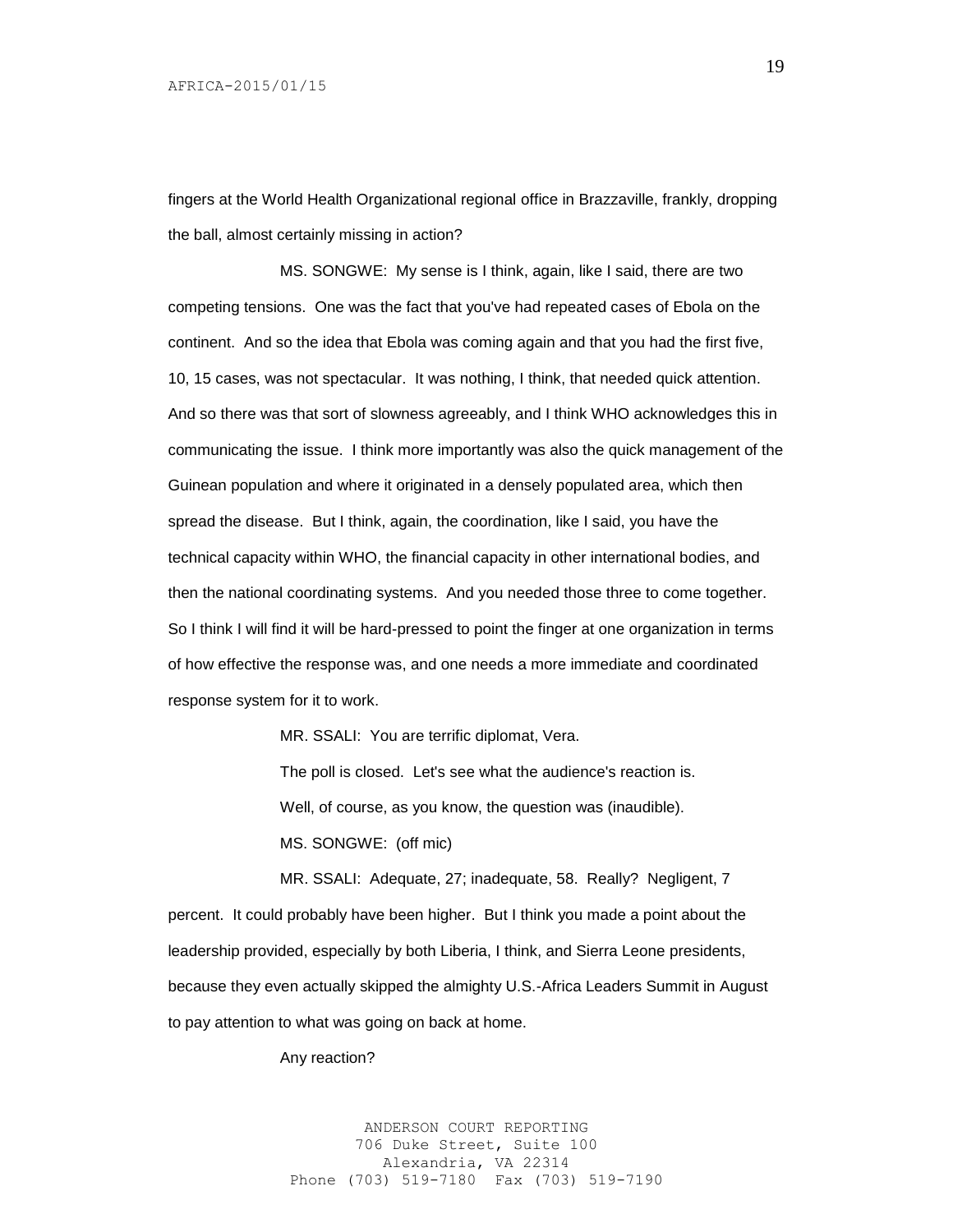fingers at the World Health Organizational regional office in Brazzaville, frankly, dropping the ball, almost certainly missing in action?

MS. SONGWE: My sense is I think, again, like I said, there are two competing tensions. One was the fact that you've had repeated cases of Ebola on the continent. And so the idea that Ebola was coming again and that you had the first five, 10, 15 cases, was not spectacular. It was nothing, I think, that needed quick attention. And so there was that sort of slowness agreeably, and I think WHO acknowledges this in communicating the issue. I think more importantly was also the quick management of the Guinean population and where it originated in a densely populated area, which then spread the disease. But I think, again, the coordination, like I said, you have the technical capacity within WHO, the financial capacity in other international bodies, and then the national coordinating systems. And you needed those three to come together. So I think I will find it will be hard-pressed to point the finger at one organization in terms of how effective the response was, and one needs a more immediate and coordinated response system for it to work.

MR. SSALI: You are terrific diplomat, Vera.

The poll is closed. Let's see what the audience's reaction is.

Well, of course, as you know, the question was (inaudible).

MS. SONGWE: (off mic)

MR. SSALI: Adequate, 27; inadequate, 58. Really? Negligent, 7 percent. It could probably have been higher. But I think you made a point about the leadership provided, especially by both Liberia, I think, and Sierra Leone presidents, because they even actually skipped the almighty U.S.-Africa Leaders Summit in August to pay attention to what was going on back at home.

Any reaction?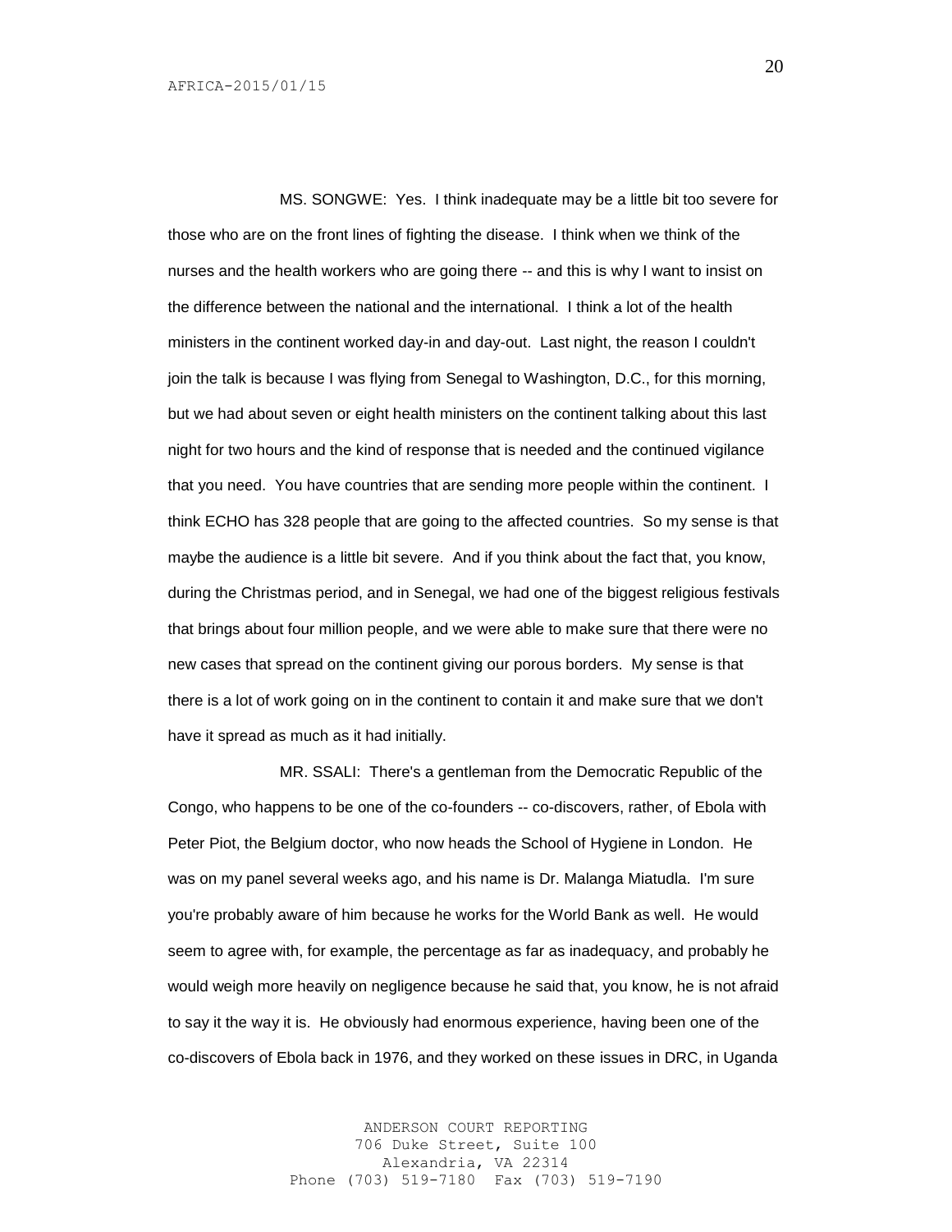MS. SONGWE: Yes. I think inadequate may be a little bit too severe for those who are on the front lines of fighting the disease. I think when we think of the nurses and the health workers who are going there -- and this is why I want to insist on the difference between the national and the international. I think a lot of the health ministers in the continent worked day-in and day-out. Last night, the reason I couldn't join the talk is because I was flying from Senegal to Washington, D.C., for this morning, but we had about seven or eight health ministers on the continent talking about this last night for two hours and the kind of response that is needed and the continued vigilance that you need. You have countries that are sending more people within the continent. I think ECHO has 328 people that are going to the affected countries. So my sense is that maybe the audience is a little bit severe. And if you think about the fact that, you know, during the Christmas period, and in Senegal, we had one of the biggest religious festivals that brings about four million people, and we were able to make sure that there were no new cases that spread on the continent giving our porous borders. My sense is that there is a lot of work going on in the continent to contain it and make sure that we don't have it spread as much as it had initially.

MR. SSALI: There's a gentleman from the Democratic Republic of the Congo, who happens to be one of the co-founders -- co-discovers, rather, of Ebola with Peter Piot, the Belgium doctor, who now heads the School of Hygiene in London. He was on my panel several weeks ago, and his name is Dr. Malanga Miatudla. I'm sure you're probably aware of him because he works for the World Bank as well. He would seem to agree with, for example, the percentage as far as inadequacy, and probably he would weigh more heavily on negligence because he said that, you know, he is not afraid to say it the way it is. He obviously had enormous experience, having been one of the co-discovers of Ebola back in 1976, and they worked on these issues in DRC, in Uganda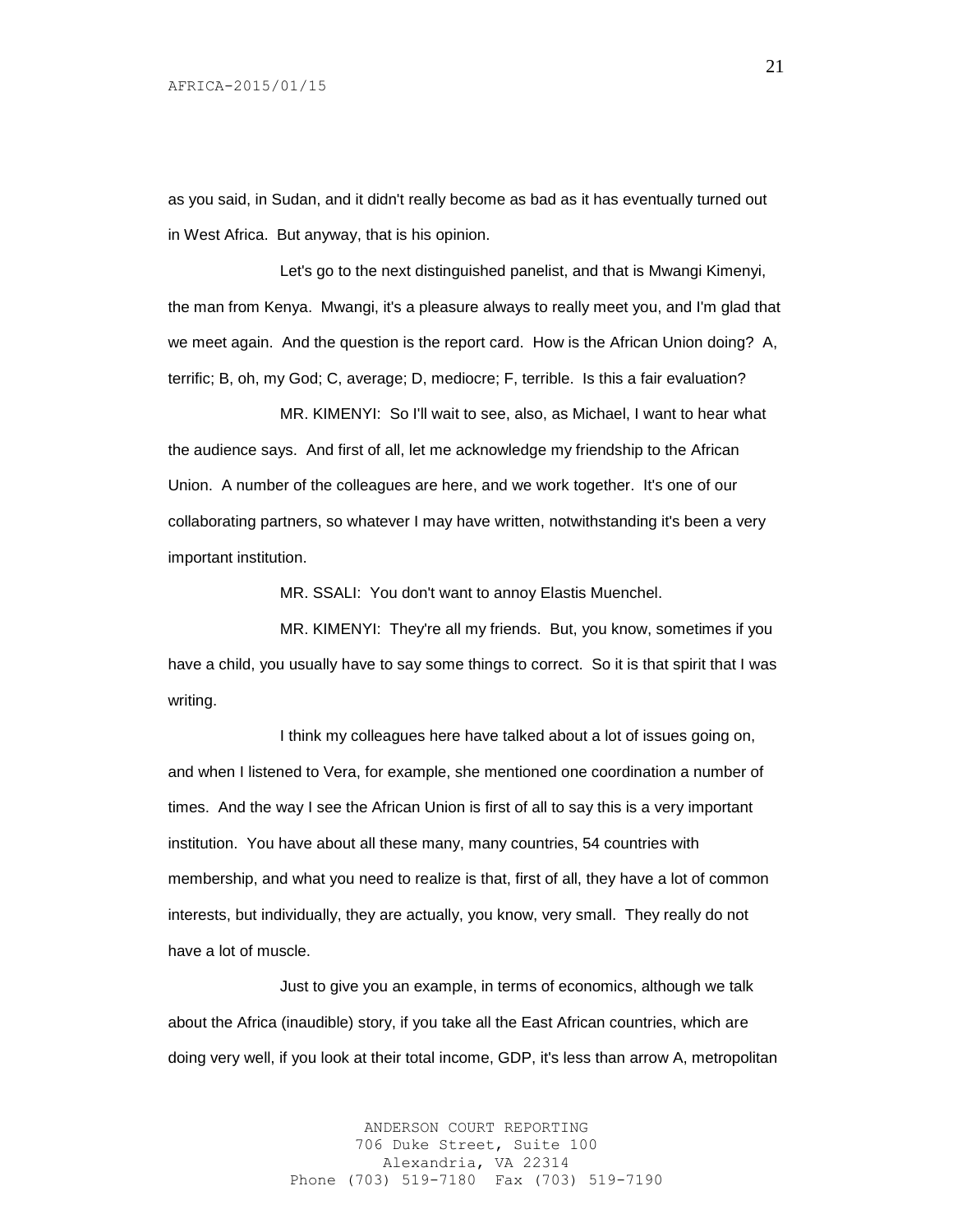as you said, in Sudan, and it didn't really become as bad as it has eventually turned out in West Africa. But anyway, that is his opinion.

Let's go to the next distinguished panelist, and that is Mwangi Kimenyi, the man from Kenya. Mwangi, it's a pleasure always to really meet you, and I'm glad that we meet again. And the question is the report card. How is the African Union doing? A, terrific; B, oh, my God; C, average; D, mediocre; F, terrible. Is this a fair evaluation?

MR. KIMENYI: So I'll wait to see, also, as Michael, I want to hear what the audience says. And first of all, let me acknowledge my friendship to the African Union. A number of the colleagues are here, and we work together. It's one of our collaborating partners, so whatever I may have written, notwithstanding it's been a very important institution.

MR. SSALI: You don't want to annoy Elastis Muenchel.

MR. KIMENYI: They're all my friends. But, you know, sometimes if you have a child, you usually have to say some things to correct. So it is that spirit that I was writing.

I think my colleagues here have talked about a lot of issues going on, and when I listened to Vera, for example, she mentioned one coordination a number of times. And the way I see the African Union is first of all to say this is a very important institution. You have about all these many, many countries, 54 countries with membership, and what you need to realize is that, first of all, they have a lot of common interests, but individually, they are actually, you know, very small. They really do not have a lot of muscle.

Just to give you an example, in terms of economics, although we talk about the Africa (inaudible) story, if you take all the East African countries, which are doing very well, if you look at their total income, GDP, it's less than arrow A, metropolitan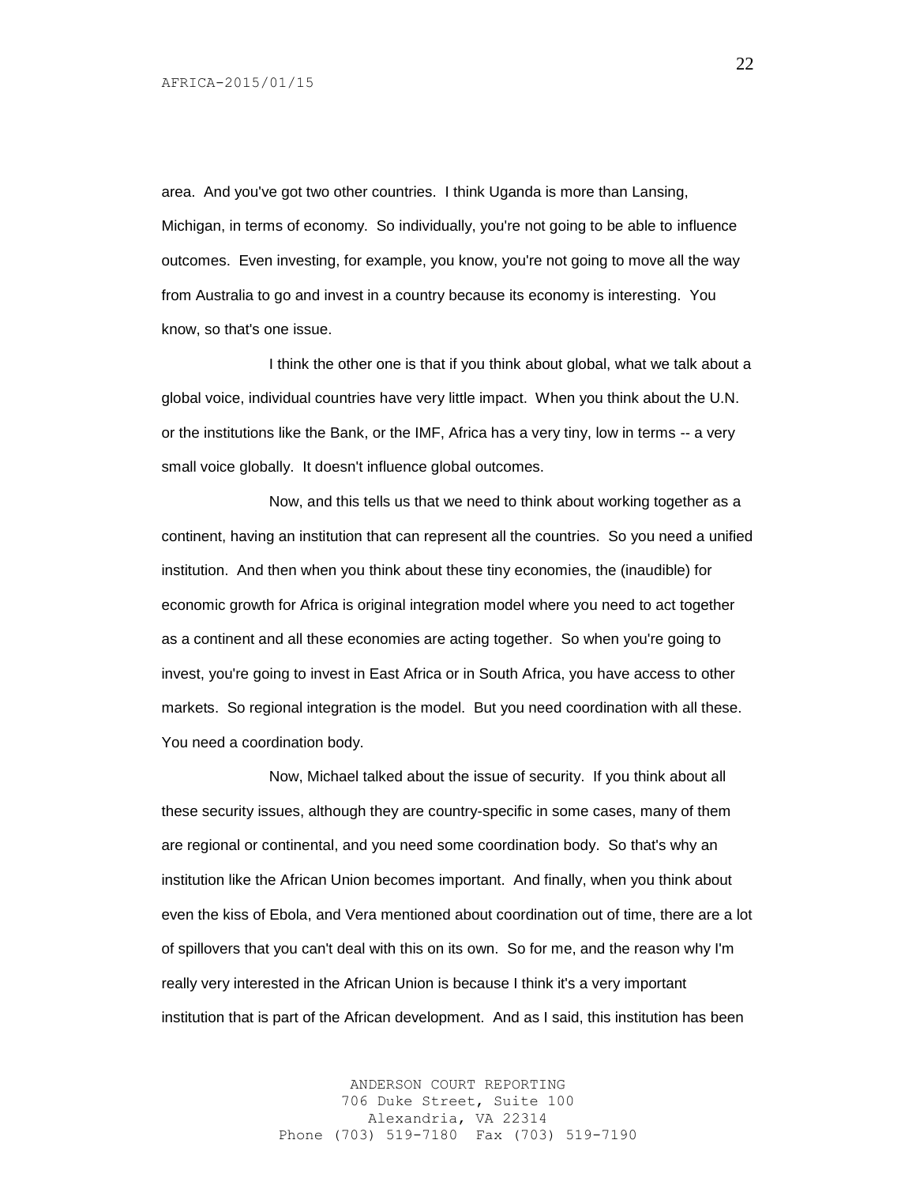area. And you've got two other countries. I think Uganda is more than Lansing, Michigan, in terms of economy. So individually, you're not going to be able to influence outcomes. Even investing, for example, you know, you're not going to move all the way from Australia to go and invest in a country because its economy is interesting. You know, so that's one issue.

I think the other one is that if you think about global, what we talk about a global voice, individual countries have very little impact. When you think about the U.N. or the institutions like the Bank, or the IMF, Africa has a very tiny, low in terms -- a very small voice globally. It doesn't influence global outcomes.

Now, and this tells us that we need to think about working together as a continent, having an institution that can represent all the countries. So you need a unified institution. And then when you think about these tiny economies, the (inaudible) for economic growth for Africa is original integration model where you need to act together as a continent and all these economies are acting together. So when you're going to invest, you're going to invest in East Africa or in South Africa, you have access to other markets. So regional integration is the model. But you need coordination with all these. You need a coordination body.

Now, Michael talked about the issue of security. If you think about all these security issues, although they are country-specific in some cases, many of them are regional or continental, and you need some coordination body. So that's why an institution like the African Union becomes important. And finally, when you think about even the kiss of Ebola, and Vera mentioned about coordination out of time, there are a lot of spillovers that you can't deal with this on its own. So for me, and the reason why I'm really very interested in the African Union is because I think it's a very important institution that is part of the African development. And as I said, this institution has been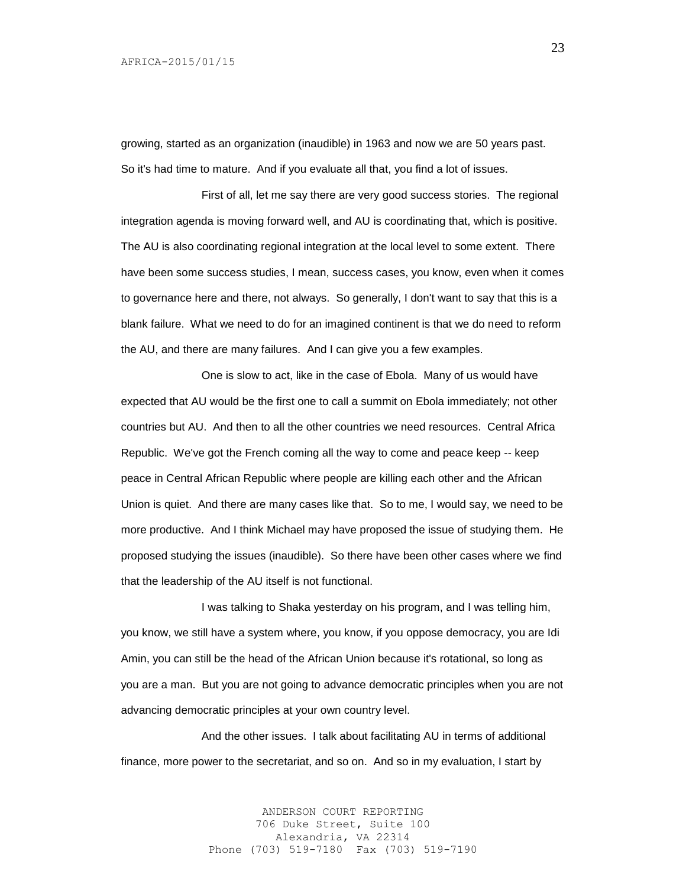growing, started as an organization (inaudible) in 1963 and now we are 50 years past. So it's had time to mature. And if you evaluate all that, you find a lot of issues.

First of all, let me say there are very good success stories. The regional integration agenda is moving forward well, and AU is coordinating that, which is positive. The AU is also coordinating regional integration at the local level to some extent. There have been some success studies, I mean, success cases, you know, even when it comes to governance here and there, not always. So generally, I don't want to say that this is a blank failure. What we need to do for an imagined continent is that we do need to reform the AU, and there are many failures. And I can give you a few examples.

One is slow to act, like in the case of Ebola. Many of us would have expected that AU would be the first one to call a summit on Ebola immediately; not other countries but AU. And then to all the other countries we need resources. Central Africa Republic. We've got the French coming all the way to come and peace keep -- keep peace in Central African Republic where people are killing each other and the African Union is quiet. And there are many cases like that. So to me, I would say, we need to be more productive. And I think Michael may have proposed the issue of studying them. He proposed studying the issues (inaudible). So there have been other cases where we find that the leadership of the AU itself is not functional.

I was talking to Shaka yesterday on his program, and I was telling him, you know, we still have a system where, you know, if you oppose democracy, you are Idi Amin, you can still be the head of the African Union because it's rotational, so long as you are a man. But you are not going to advance democratic principles when you are not advancing democratic principles at your own country level.

And the other issues. I talk about facilitating AU in terms of additional finance, more power to the secretariat, and so on. And so in my evaluation, I start by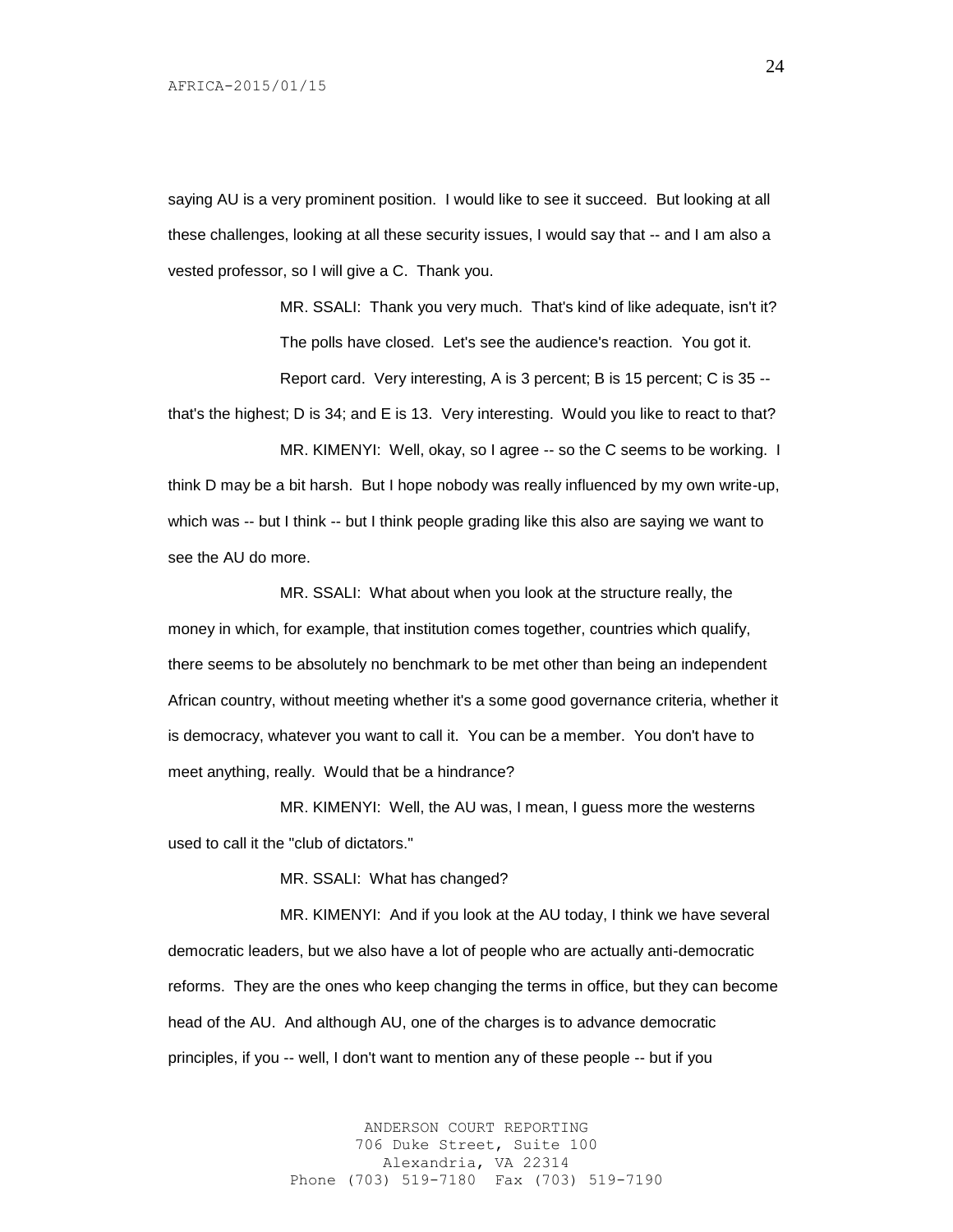saying AU is a very prominent position. I would like to see it succeed. But looking at all these challenges, looking at all these security issues, I would say that -- and I am also a vested professor, so I will give a C. Thank you.

MR. SSALI: Thank you very much. That's kind of like adequate, isn't it? The polls have closed. Let's see the audience's reaction. You got it.

Report card. Very interesting, A is 3 percent; B is 15 percent; C is 35 -- that's the highest; D is 34; and E is 13. Very interesting. Would you like to react to that?

MR. KIMENYI: Well, okay, so I agree -- so the C seems to be working. I think D may be a bit harsh. But I hope nobody was really influenced by my own write-up, which was -- but I think -- but I think people grading like this also are saying we want to see the AU do more.

MR. SSALI: What about when you look at the structure really, the money in which, for example, that institution comes together, countries which qualify, there seems to be absolutely no benchmark to be met other than being an independent African country, without meeting whether it's a some good governance criteria, whether it is democracy, whatever you want to call it. You can be a member. You don't have to meet anything, really. Would that be a hindrance?

MR. KIMENYI: Well, the AU was, I mean, I guess more the westerns used to call it the "club of dictators."

MR. SSALI: What has changed?

MR. KIMENYI: And if you look at the AU today, I think we have several democratic leaders, but we also have a lot of people who are actually anti-democratic reforms. They are the ones who keep changing the terms in office, but they can become head of the AU. And although AU, one of the charges is to advance democratic principles, if you -- well, I don't want to mention any of these people -- but if you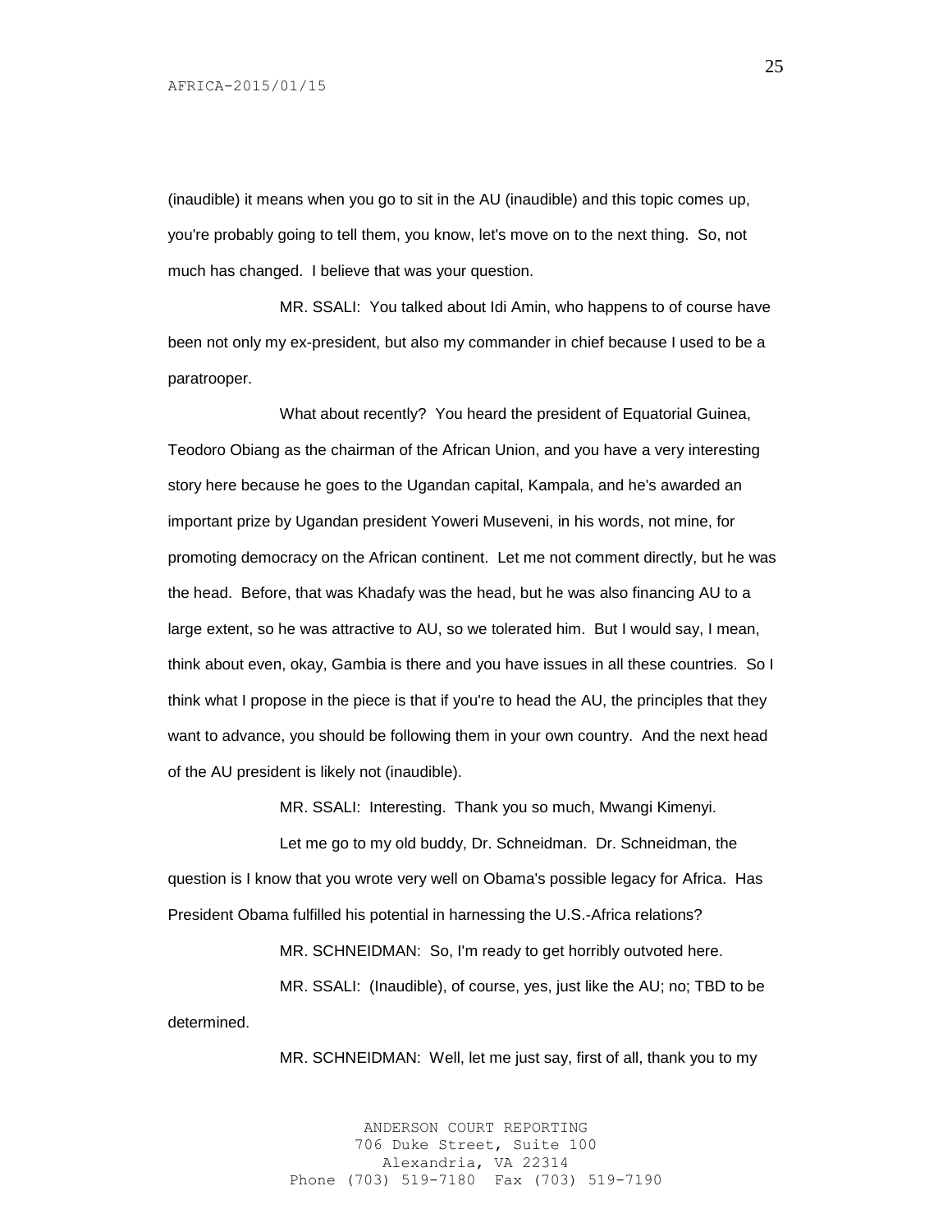(inaudible) it means when you go to sit in the AU (inaudible) and this topic comes up, you're probably going to tell them, you know, let's move on to the next thing. So, not much has changed. I believe that was your question.

MR. SSALI: You talked about Idi Amin, who happens to of course have been not only my ex-president, but also my commander in chief because I used to be a paratrooper.

What about recently? You heard the president of Equatorial Guinea, Teodoro Obiang as the chairman of the African Union, and you have a very interesting story here because he goes to the Ugandan capital, Kampala, and he's awarded an important prize by Ugandan president Yoweri Museveni, in his words, not mine, for promoting democracy on the African continent. Let me not comment directly, but he was the head. Before, that was Khadafy was the head, but he was also financing AU to a large extent, so he was attractive to AU, so we tolerated him. But I would say, I mean, think about even, okay, Gambia is there and you have issues in all these countries. So I think what I propose in the piece is that if you're to head the AU, the principles that they want to advance, you should be following them in your own country. And the next head of the AU president is likely not (inaudible).

MR. SSALI: Interesting. Thank you so much, Mwangi Kimenyi.

Let me go to my old buddy, Dr. Schneidman. Dr. Schneidman, the question is I know that you wrote very well on Obama's possible legacy for Africa. Has President Obama fulfilled his potential in harnessing the U.S.-Africa relations?

MR. SCHNEIDMAN: So, I'm ready to get horribly outvoted here.

MR. SSALI: (Inaudible), of course, yes, just like the AU; no; TBD to be determined.

MR. SCHNEIDMAN: Well, let me just say, first of all, thank you to my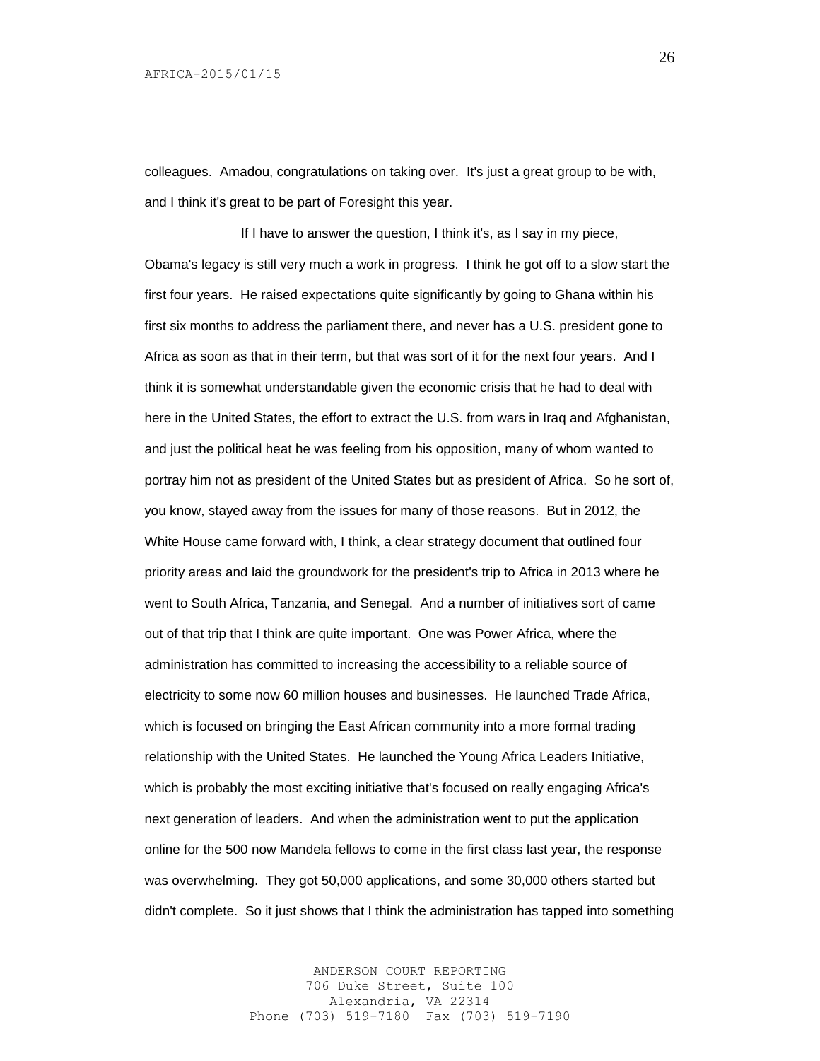colleagues. Amadou, congratulations on taking over. It's just a great group to be with, and I think it's great to be part of Foresight this year.

If I have to answer the question, I think it's, as I say in my piece, Obama's legacy is still very much a work in progress. I think he got off to a slow start the first four years. He raised expectations quite significantly by going to Ghana within his first six months to address the parliament there, and never has a U.S. president gone to Africa as soon as that in their term, but that was sort of it for the next four years. And I think it is somewhat understandable given the economic crisis that he had to deal with here in the United States, the effort to extract the U.S. from wars in Iraq and Afghanistan, and just the political heat he was feeling from his opposition, many of whom wanted to portray him not as president of the United States but as president of Africa. So he sort of, you know, stayed away from the issues for many of those reasons. But in 2012, the White House came forward with, I think, a clear strategy document that outlined four priority areas and laid the groundwork for the president's trip to Africa in 2013 where he went to South Africa, Tanzania, and Senegal. And a number of initiatives sort of came out of that trip that I think are quite important. One was Power Africa, where the administration has committed to increasing the accessibility to a reliable source of electricity to some now 60 million houses and businesses. He launched Trade Africa, which is focused on bringing the East African community into a more formal trading relationship with the United States. He launched the Young Africa Leaders Initiative, which is probably the most exciting initiative that's focused on really engaging Africa's next generation of leaders. And when the administration went to put the application online for the 500 now Mandela fellows to come in the first class last year, the response was overwhelming. They got 50,000 applications, and some 30,000 others started but didn't complete. So it just shows that I think the administration has tapped into something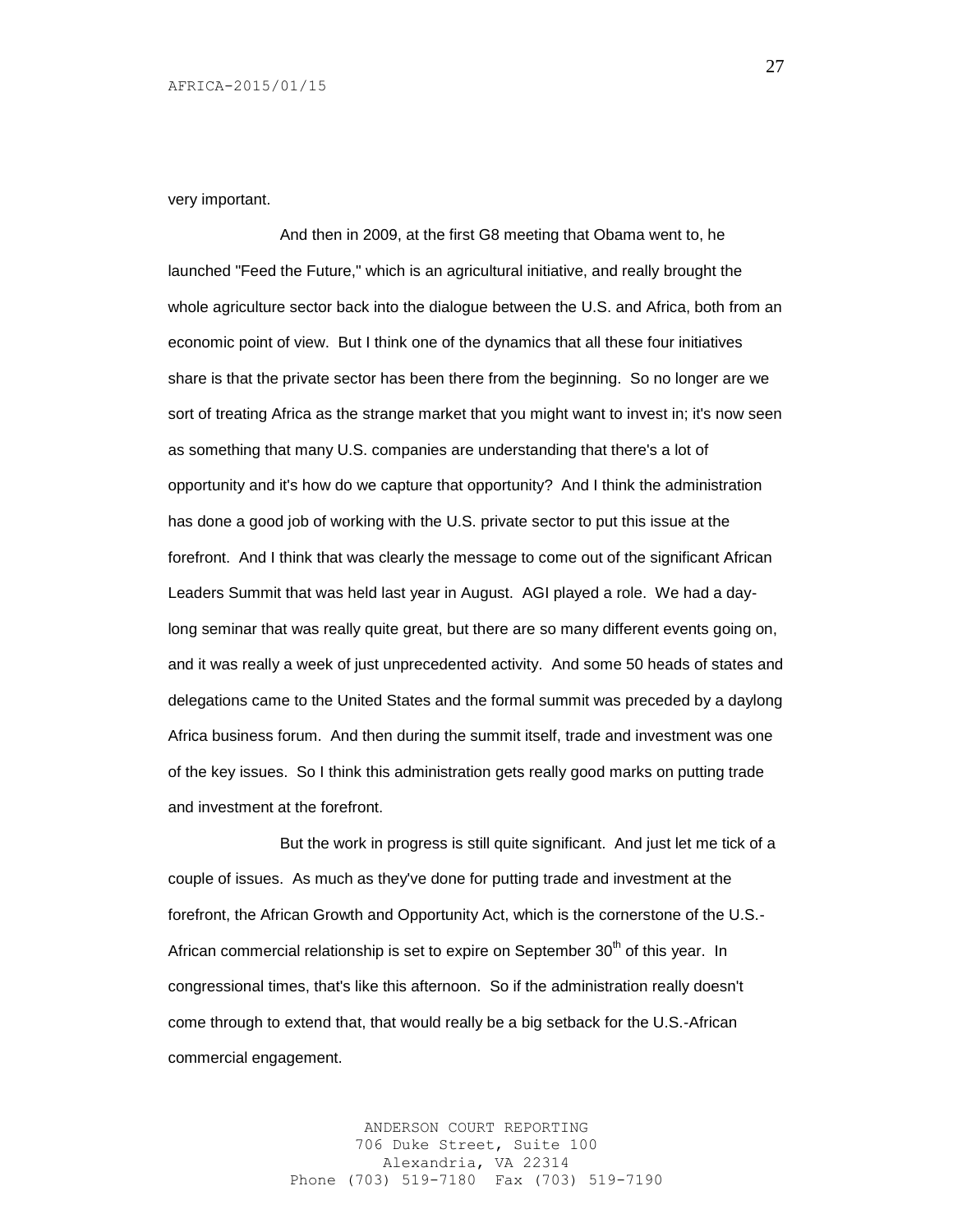very important.

And then in 2009, at the first G8 meeting that Obama went to, he launched "Feed the Future," which is an agricultural initiative, and really brought the whole agriculture sector back into the dialogue between the U.S. and Africa, both from an economic point of view. But I think one of the dynamics that all these four initiatives share is that the private sector has been there from the beginning. So no longer are we sort of treating Africa as the strange market that you might want to invest in; it's now seen as something that many U.S. companies are understanding that there's a lot of opportunity and it's how do we capture that opportunity? And I think the administration has done a good job of working with the U.S. private sector to put this issue at the forefront. And I think that was clearly the message to come out of the significant African Leaders Summit that was held last year in August. AGI played a role. We had a day-long seminar that was really quite great, but there are so many different events going on, and it was really a week of just unprecedented activity. And some 50 heads of states and delegations came to the United States and the formal summit was preceded by a daylong Africa business forum. And then during the summit itself, trade and investment was one of the key issues. So I think this administration gets really good marks on putting trade and investment at the forefront.

But the work in progress is still quite significant. And just let me tick of a couple of issues. As much as they've done for putting trade and investment at the forefront, the African Growth and Opportunity Act, which is the cornerstone of the U.S.-African commercial relationship is set to expire on September 30th of this year. In congressional times, that's like this afternoon. So if the administration really doesn't come through to extend that, that would really be a big setback for the U.S.-African commercial engagement.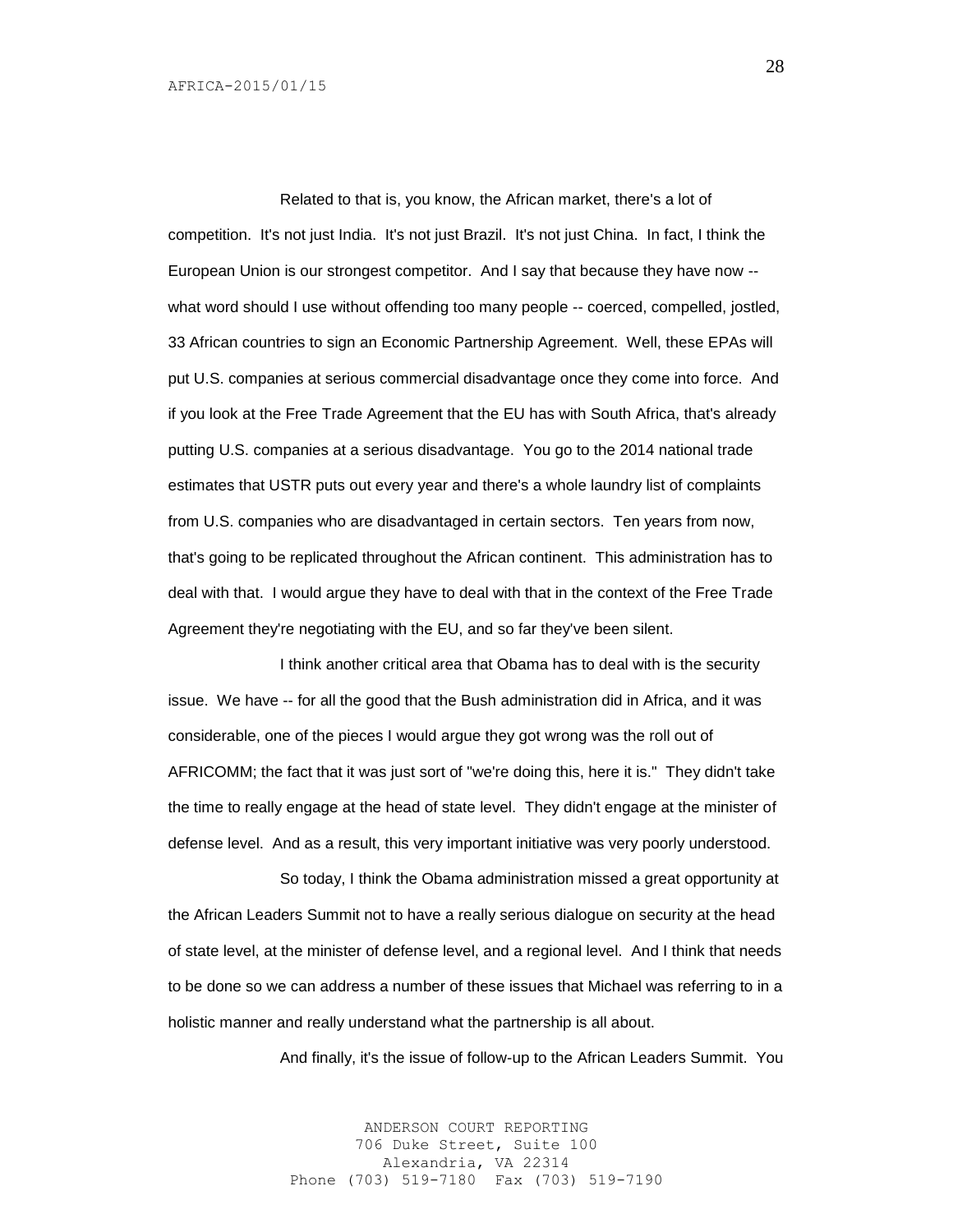Related to that is, you know, the African market, there's a lot of competition. It's not just India. It's not just Brazil. It's not just China. In fact, I think the European Union is our strongest competitor. And I say that because they have now -- what word should I use without offending too many people -- coerced, compelled, jostled, 33 African countries to sign an Economic Partnership Agreement. Well, these EPAs will put U.S. companies at serious commercial disadvantage once they come into force. And if you look at the Free Trade Agreement that the EU has with South Africa, that's already putting U.S. companies at a serious disadvantage. You go to the 2014 national trade estimates that USTR puts out every year and there's a whole laundry list of complaints from U.S. companies who are disadvantaged in certain sectors. Ten years from now, that's going to be replicated throughout the African continent. This administration has to deal with that. I would argue they have to deal with that in the context of the Free Trade Agreement they're negotiating with the EU, and so far they've been silent.

I think another critical area that Obama has to deal with is the security issue. We have -- for all the good that the Bush administration did in Africa, and it was considerable, one of the pieces I would argue they got wrong was the roll out of AFRICOMM; the fact that it was just sort of "we're doing this, here it is." They didn't take the time to really engage at the head of state level. They didn't engage at the minister of defense level. And as a result, this very important initiative was very poorly understood.

So today, I think the Obama administration missed a great opportunity at the African Leaders Summit not to have a really serious dialogue on security at the head of state level, at the minister of defense level, and a regional level. And I think that needs to be done so we can address a number of these issues that Michael was referring to in a holistic manner and really understand what the partnership is all about.

And finally, it's the issue of follow-up to the African Leaders Summit. You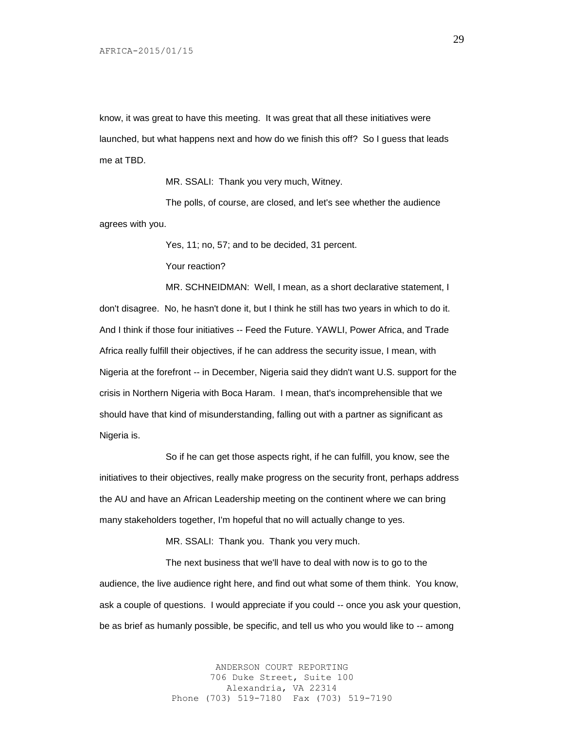know, it was great to have this meeting. It was great that all these initiatives were launched, but what happens next and how do we finish this off? So I guess that leads me at TBD.

MR. SSALI: Thank you very much, Witney.

The polls, of course, are closed, and let's see whether the audience agrees with you.

Yes, 11; no, 57; and to be decided, 31 percent.

Your reaction?

MR. SCHNEIDMAN: Well, I mean, as a short declarative statement, I don't disagree. No, he hasn't done it, but I think he still has two years in which to do it. And I think if those four initiatives -- Feed the Future. YAWLI, Power Africa, and Trade Africa really fulfill their objectives, if he can address the security issue, I mean, with Nigeria at the forefront -- in December, Nigeria said they didn't want U.S. support for the crisis in Northern Nigeria with Boca Haram. I mean, that's incomprehensible that we should have that kind of misunderstanding, falling out with a partner as significant as Nigeria is.

So if he can get those aspects right, if he can fulfill, you know, see the initiatives to their objectives, really make progress on the security front, perhaps address the AU and have an African Leadership meeting on the continent where we can bring many stakeholders together, I'm hopeful that no will actually change to yes.

MR. SSALI: Thank you. Thank you very much.

The next business that we'll have to deal with now is to go to the audience, the live audience right here, and find out what some of them think. You know, ask a couple of questions. I would appreciate if you could -- once you ask your question, be as brief as humanly possible, be specific, and tell us who you would like to -- among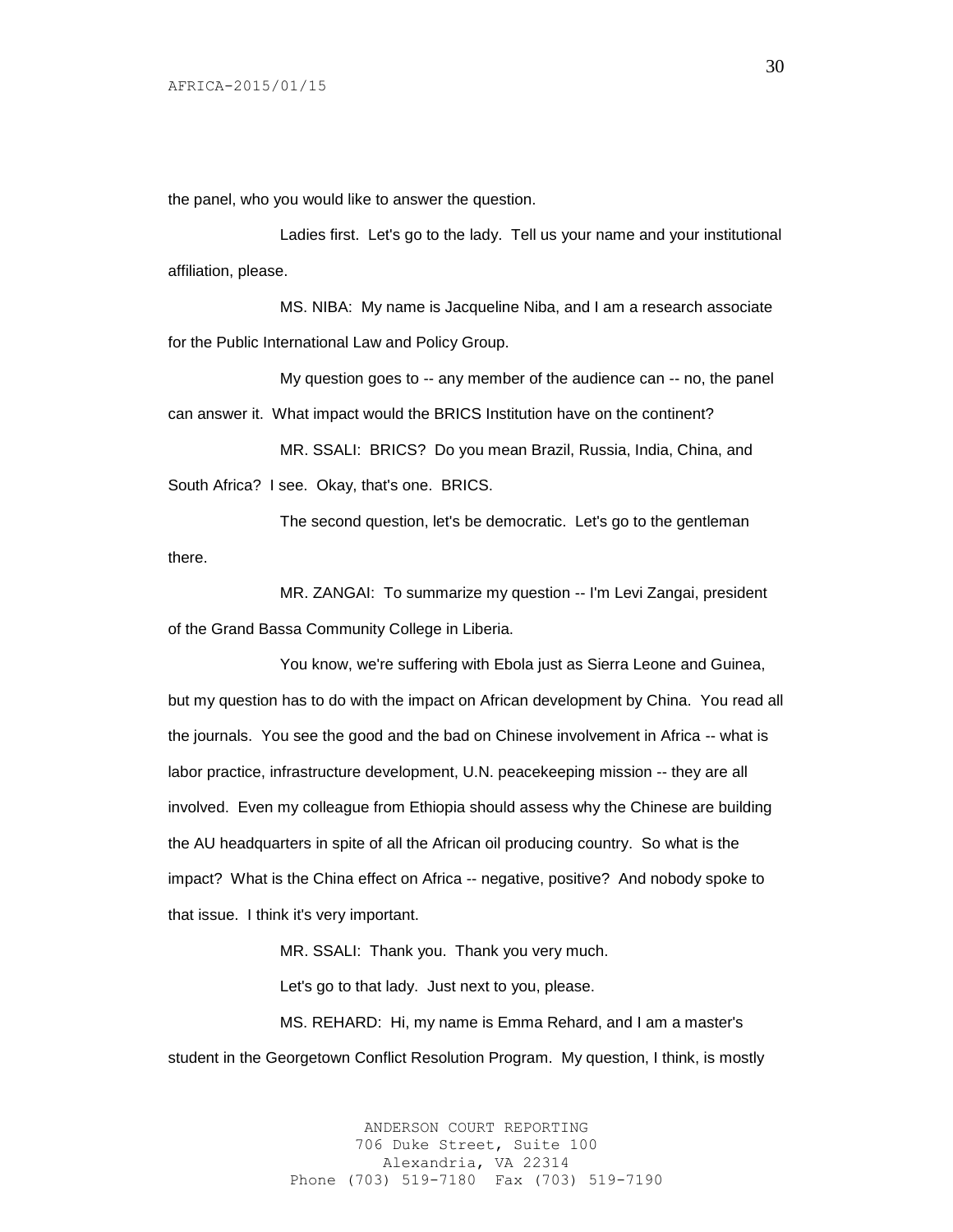the panel, who you would like to answer the question.

Ladies first. Let's go to the lady. Tell us your name and your institutional affiliation, please.

MS. NIBA: My name is Jacqueline Niba, and I am a research associate for the Public International Law and Policy Group.

My question goes to -- any member of the audience can -- no, the panel can answer it. What impact would the BRICS Institution have on the continent?

MR. SSALI: BRICS? Do you mean Brazil, Russia, India, China, and South Africa? I see. Okay, that's one. BRICS.

The second question, let's be democratic. Let's go to the gentleman there.

MR. ZANGAI: To summarize my question -- I'm Levi Zangai, president of the Grand Bassa Community College in Liberia.

You know, we're suffering with Ebola just as Sierra Leone and Guinea, but my question has to do with the impact on African development by China. You read all the journals. You see the good and the bad on Chinese involvement in Africa -- what is labor practice, infrastructure development, U.N. peacekeeping mission -- they are all involved. Even my colleague from Ethiopia should assess why the Chinese are building the AU headquarters in spite of all the African oil producing country. So what is the impact? What is the China effect on Africa -- negative, positive? And nobody spoke to that issue. I think it's very important.

MR. SSALI: Thank you. Thank you very much.

Let's go to that lady. Just next to you, please.

MS. REHARD: Hi, my name is Emma Rehard, and I am a master's student in the Georgetown Conflict Resolution Program. My question, I think, is mostly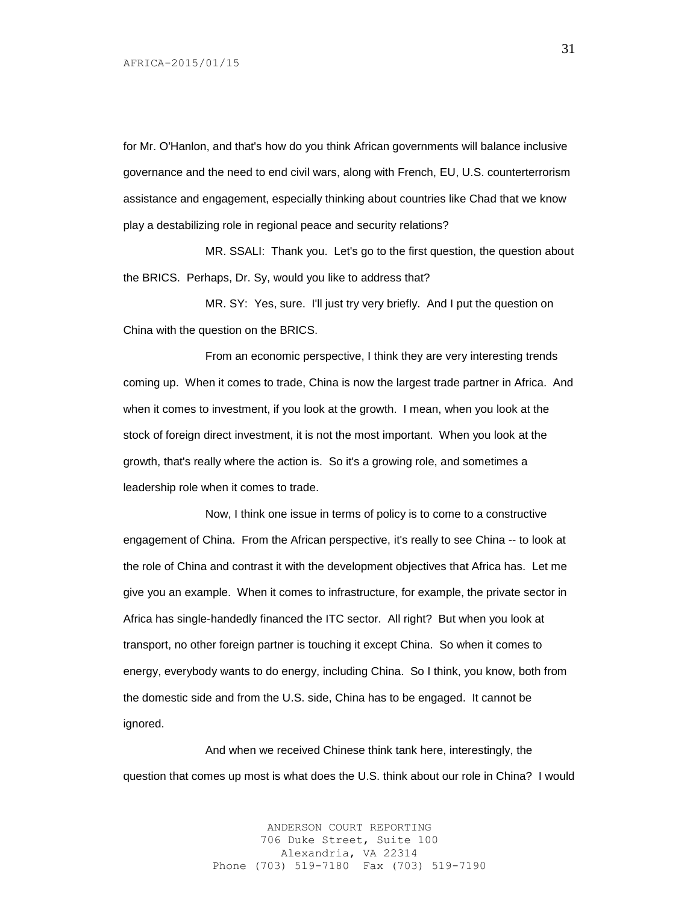for Mr. O'Hanlon, and that's how do you think African governments will balance inclusive governance and the need to end civil wars, along with French, EU, U.S. counterterrorism assistance and engagement, especially thinking about countries like Chad that we know play a destabilizing role in regional peace and security relations?

MR. SSALI: Thank you. Let's go to the first question, the question about the BRICS. Perhaps, Dr. Sy, would you like to address that?

MR. SY: Yes, sure. I'll just try very briefly. And I put the question on China with the question on the BRICS.

From an economic perspective, I think they are very interesting trends coming up. When it comes to trade, China is now the largest trade partner in Africa. And when it comes to investment, if you look at the growth. I mean, when you look at the stock of foreign direct investment, it is not the most important. When you look at the growth, that's really where the action is. So it's a growing role, and sometimes a leadership role when it comes to trade.

Now, I think one issue in terms of policy is to come to a constructive engagement of China. From the African perspective, it's really to see China -- to look at the role of China and contrast it with the development objectives that Africa has. Let me give you an example. When it comes to infrastructure, for example, the private sector in Africa has single-handedly financed the ITC sector. All right? But when you look at transport, no other foreign partner is touching it except China. So when it comes to energy, everybody wants to do energy, including China. So I think, you know, both from the domestic side and from the U.S. side, China has to be engaged. It cannot be ignored.

And when we received Chinese think tank here, interestingly, the question that comes up most is what does the U.S. think about our role in China? I would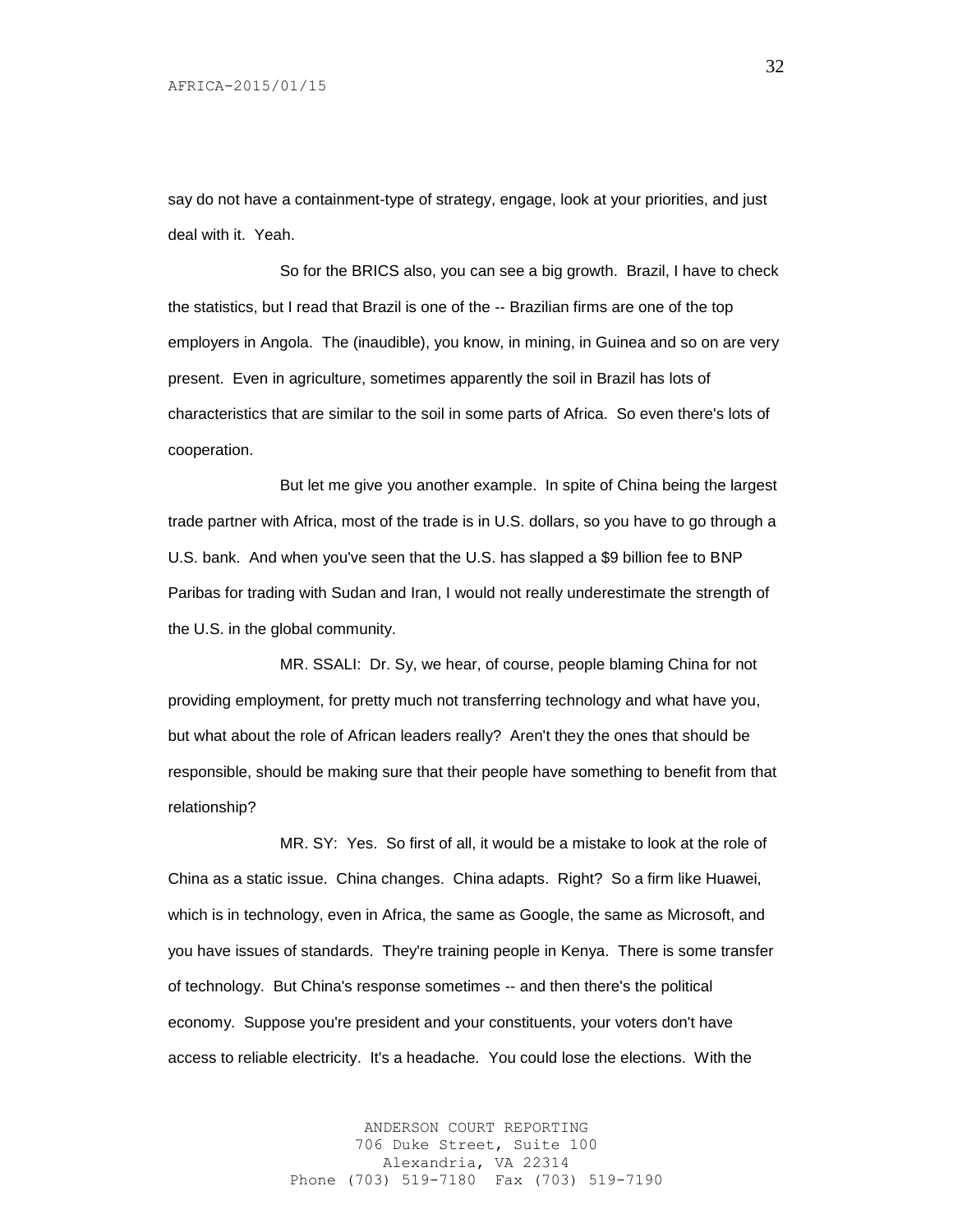say do not have a containment-type of strategy, engage, look at your priorities, and just deal with it. Yeah.

So for the BRICS also, you can see a big growth. Brazil, I have to check the statistics, but I read that Brazil is one of the -- Brazilian firms are one of the top employers in Angola. The (inaudible), you know, in mining, in Guinea and so on are very present. Even in agriculture, sometimes apparently the soil in Brazil has lots of characteristics that are similar to the soil in some parts of Africa. So even there's lots of cooperation.

But let me give you another example. In spite of China being the largest trade partner with Africa, most of the trade is in U.S. dollars, so you have to go through a U.S. bank. And when you've seen that the U.S. has slapped a $9 billion fee to BNP Paribas for trading with Sudan and Iran, I would not really underestimate the strength of the U.S. in the global community.

MR. SSALI: Dr. Sy, we hear, of course, people blaming China for not providing employment, for pretty much not transferring technology and what have you, but what about the role of African leaders really? Aren't they the ones that should be responsible, should be making sure that their people have something to benefit from that relationship?

MR. SY: Yes. So first of all, it would be a mistake to look at the role of China as a static issue. China changes. China adapts. Right? So a firm like Huawei, which is in technology, even in Africa, the same as Google, the same as Microsoft, and you have issues of standards. They're training people in Kenya. There is some transfer of technology. But China's response sometimes -- and then there's the political economy. Suppose you're president and your constituents, your voters don't have access to reliable electricity. It's a headache. You could lose the elections. With the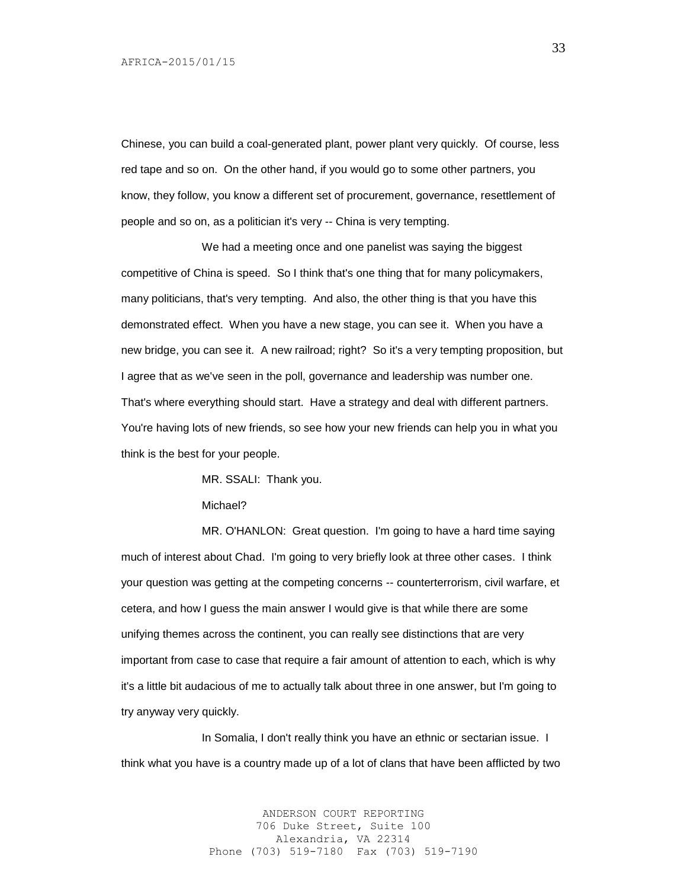Chinese, you can build a coal-generated plant, power plant very quickly. Of course, less red tape and so on. On the other hand, if you would go to some other partners, you know, they follow, you know a different set of procurement, governance, resettlement of people and so on, as a politician it's very -- China is very tempting.

We had a meeting once and one panelist was saying the biggest competitive of China is speed. So I think that's one thing that for many policymakers, many politicians, that's very tempting. And also, the other thing is that you have this demonstrated effect. When you have a new stage, you can see it. When you have a new bridge, you can see it. A new railroad; right? So it's a very tempting proposition, but I agree that as we've seen in the poll, governance and leadership was number one. That's where everything should start. Have a strategy and deal with different partners. You're having lots of new friends, so see how your new friends can help you in what you think is the best for your people.

MR. SSALI: Thank you.

Michael?

MR. O'HANLON: Great question. I'm going to have a hard time saying much of interest about Chad. I'm going to very briefly look at three other cases. I think your question was getting at the competing concerns -- counterterrorism, civil warfare, et cetera, and how I guess the main answer I would give is that while there are some unifying themes across the continent, you can really see distinctions that are very important from case to case that require a fair amount of attention to each, which is why it's a little bit audacious of me to actually talk about three in one answer, but I'm going to try anyway very quickly.

In Somalia, I don't really think you have an ethnic or sectarian issue. I think what you have is a country made up of a lot of clans that have been afflicted by two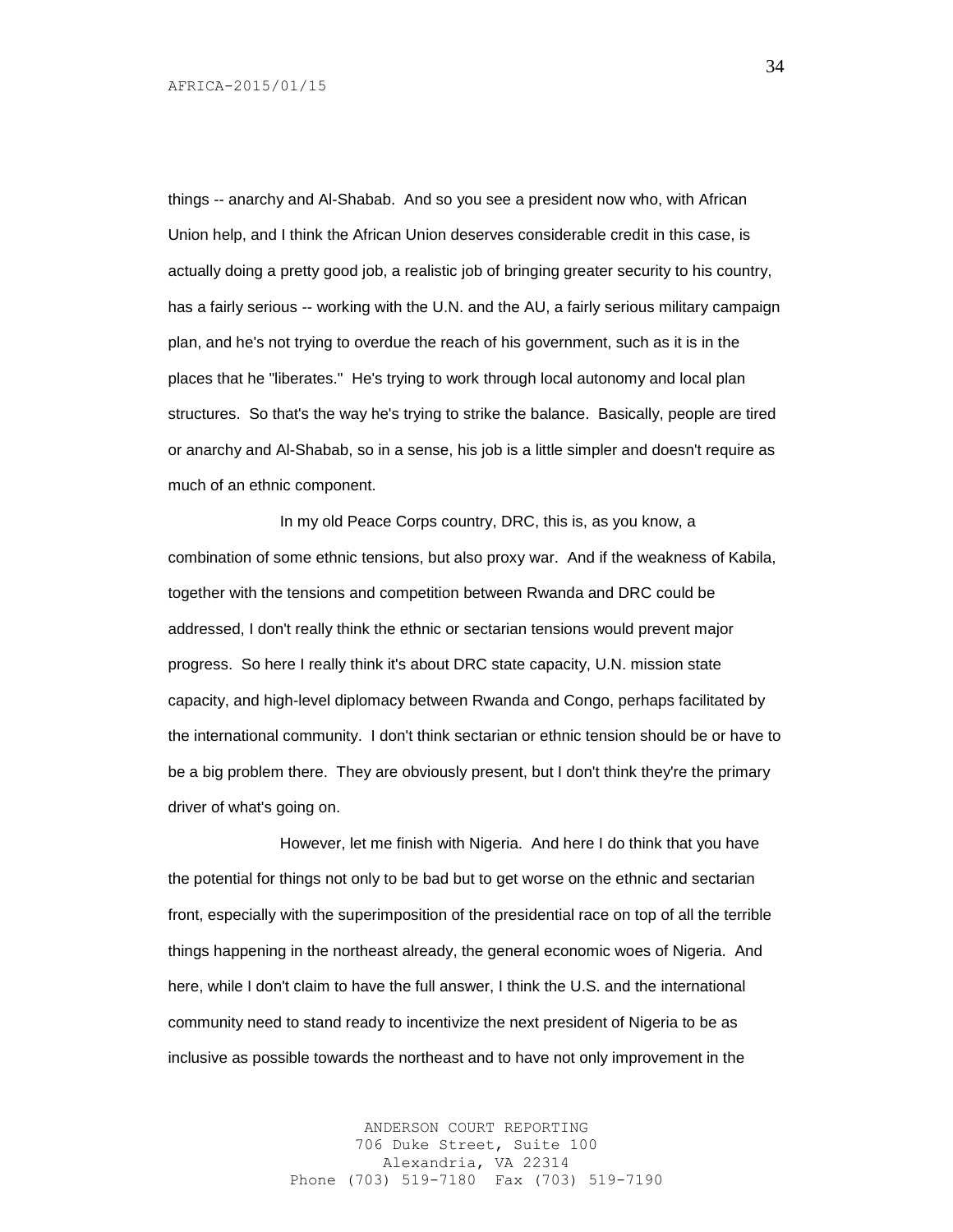things -- anarchy and Al-Shabab. And so you see a president now who, with African Union help, and I think the African Union deserves considerable credit in this case, is actually doing a pretty good job, a realistic job of bringing greater security to his country, has a fairly serious -- working with the U.N. and the AU, a fairly serious military campaign plan, and he's not trying to overdue the reach of his government, such as it is in the places that he "liberates." He's trying to work through local autonomy and local plan structures. So that's the way he's trying to strike the balance. Basically, people are tired or anarchy and Al-Shabab, so in a sense, his job is a little simpler and doesn't require as much of an ethnic component.

In my old Peace Corps country, DRC, this is, as you know, a combination of some ethnic tensions, but also proxy war. And if the weakness of Kabila, together with the tensions and competition between Rwanda and DRC could be addressed, I don't really think the ethnic or sectarian tensions would prevent major progress. So here I really think it's about DRC state capacity, U.N. mission state capacity, and high-level diplomacy between Rwanda and Congo, perhaps facilitated by the international community. I don't think sectarian or ethnic tension should be or have to be a big problem there. They are obviously present, but I don't think they're the primary driver of what's going on.

However, let me finish with Nigeria. And here I do think that you have the potential for things not only to be bad but to get worse on the ethnic and sectarian front, especially with the superimposition of the presidential race on top of all the terrible things happening in the northeast already, the general economic woes of Nigeria. And here, while I don't claim to have the full answer, I think the U.S. and the international community need to stand ready to incentivize the next president of Nigeria to be as inclusive as possible towards the northeast and to have not only improvement in the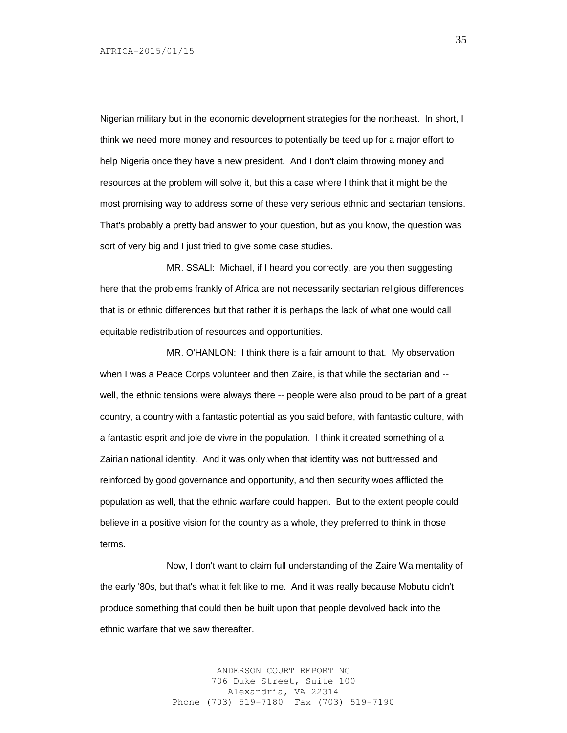Nigerian military but in the economic development strategies for the northeast. In short, I think we need more money and resources to potentially be teed up for a major effort to help Nigeria once they have a new president. And I don't claim throwing money and resources at the problem will solve it, but this a case where I think that it might be the most promising way to address some of these very serious ethnic and sectarian tensions. That's probably a pretty bad answer to your question, but as you know, the question was sort of very big and I just tried to give some case studies.

MR. SSALI: Michael, if I heard you correctly, are you then suggesting here that the problems frankly of Africa are not necessarily sectarian religious differences that is or ethnic differences but that rather it is perhaps the lack of what one would call equitable redistribution of resources and opportunities.

MR. O'HANLON: I think there is a fair amount to that. My observation when I was a Peace Corps volunteer and then Zaire, is that while the sectarian and -- well, the ethnic tensions were always there -- people were also proud to be part of a great country, a country with a fantastic potential as you said before, with fantastic culture, with a fantastic esprit and joie de vivre in the population. I think it created something of a Zairian national identity. And it was only when that identity was not buttressed and reinforced by good governance and opportunity, and then security woes afflicted the population as well, that the ethnic warfare could happen. But to the extent people could believe in a positive vision for the country as a whole, they preferred to think in those terms.

Now, I don't want to claim full understanding of the Zaire Wa mentality of the early '80s, but that's what it felt like to me. And it was really because Mobutu didn't produce something that could then be built upon that people devolved back into the ethnic warfare that we saw thereafter.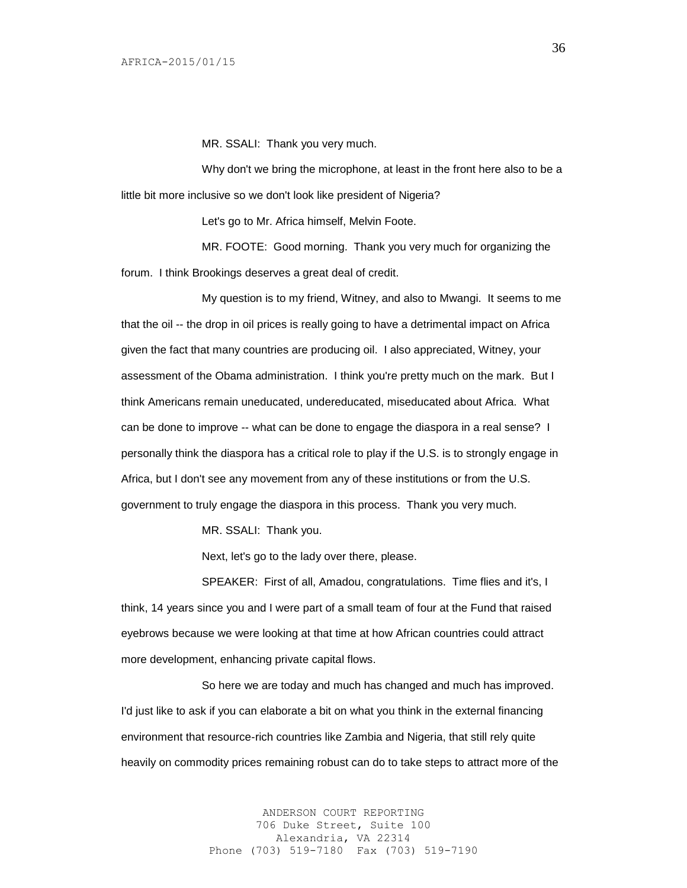MR. SSALI: Thank you very much.

Why don't we bring the microphone, at least in the front here also to be a little bit more inclusive so we don't look like president of Nigeria?

Let's go to Mr. Africa himself, Melvin Foote.

MR. FOOTE: Good morning. Thank you very much for organizing the forum. I think Brookings deserves a great deal of credit.

My question is to my friend, Witney, and also to Mwangi. It seems to me that the oil -- the drop in oil prices is really going to have a detrimental impact on Africa given the fact that many countries are producing oil. I also appreciated, Witney, your assessment of the Obama administration. I think you're pretty much on the mark. But I think Americans remain uneducated, undereducated, miseducated about Africa. What can be done to improve -- what can be done to engage the diaspora in a real sense? I personally think the diaspora has a critical role to play if the U.S. is to strongly engage in Africa, but I don't see any movement from any of these institutions or from the U.S. government to truly engage the diaspora in this process. Thank you very much.

MR. SSALI: Thank you.

Next, let's go to the lady over there, please.

SPEAKER: First of all, Amadou, congratulations. Time flies and it's, I think, 14 years since you and I were part of a small team of four at the Fund that raised eyebrows because we were looking at that time at how African countries could attract more development, enhancing private capital flows.

So here we are today and much has changed and much has improved. I'd just like to ask if you can elaborate a bit on what you think in the external financing environment that resource-rich countries like Zambia and Nigeria, that still rely quite heavily on commodity prices remaining robust can do to take steps to attract more of the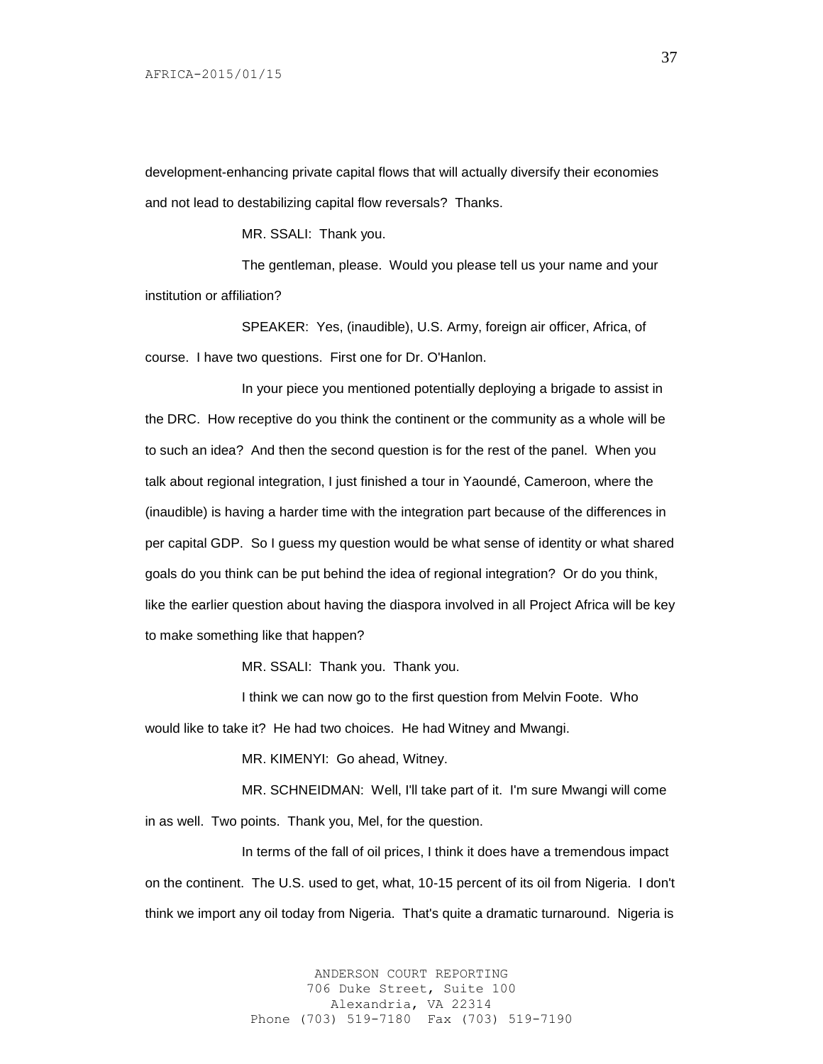development-enhancing private capital flows that will actually diversify their economies and not lead to destabilizing capital flow reversals? Thanks.

MR. SSALI: Thank you.

The gentleman, please. Would you please tell us your name and your institution or affiliation?

SPEAKER: Yes, (inaudible), U.S. Army, foreign air officer, Africa, of course. I have two questions. First one for Dr. O'Hanlon.

In your piece you mentioned potentially deploying a brigade to assist in the DRC. How receptive do you think the continent or the community as a whole will be to such an idea? And then the second question is for the rest of the panel. When you talk about regional integration, I just finished a tour in Yaoundé, Cameroon, where the (inaudible) is having a harder time with the integration part because of the differences in per capital GDP. So I guess my question would be what sense of identity or what shared goals do you think can be put behind the idea of regional integration? Or do you think, like the earlier question about having the diaspora involved in all Project Africa will be key to make something like that happen?

MR. SSALI: Thank you. Thank you.

I think we can now go to the first question from Melvin Foote. Who would like to take it? He had two choices. He had Witney and Mwangi.

MR. KIMENYI: Go ahead, Witney.

MR. SCHNEIDMAN: Well, I'll take part of it. I'm sure Mwangi will come in as well. Two points. Thank you, Mel, for the question.

In terms of the fall of oil prices, I think it does have a tremendous impact on the continent. The U.S. used to get, what, 10-15 percent of its oil from Nigeria. I don't think we import any oil today from Nigeria. That's quite a dramatic turnaround. Nigeria is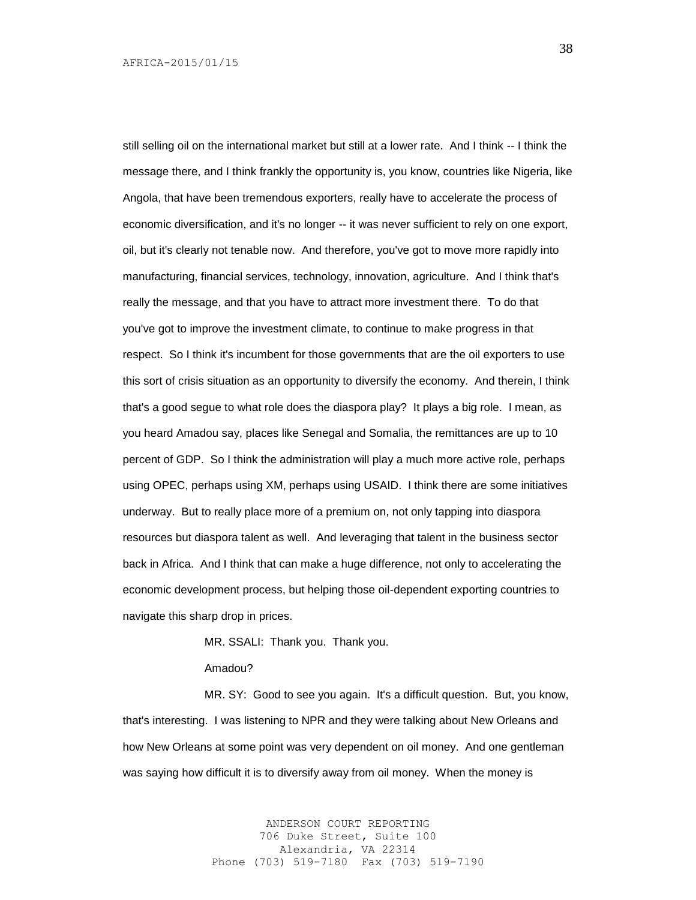still selling oil on the international market but still at a lower rate. And I think -- I think the message there, and I think frankly the opportunity is, you know, countries like Nigeria, like Angola, that have been tremendous exporters, really have to accelerate the process of economic diversification, and it's no longer -- it was never sufficient to rely on one export, oil, but it's clearly not tenable now. And therefore, you've got to move more rapidly into manufacturing, financial services, technology, innovation, agriculture. And I think that's really the message, and that you have to attract more investment there. To do that you've got to improve the investment climate, to continue to make progress in that respect. So I think it's incumbent for those governments that are the oil exporters to use this sort of crisis situation as an opportunity to diversify the economy. And therein, I think that's a good segue to what role does the diaspora play? It plays a big role. I mean, as you heard Amadou say, places like Senegal and Somalia, the remittances are up to 10 percent of GDP. So I think the administration will play a much more active role, perhaps using OPEC, perhaps using XM, perhaps using USAID. I think there are some initiatives underway. But to really place more of a premium on, not only tapping into diaspora resources but diaspora talent as well. And leveraging that talent in the business sector back in Africa. And I think that can make a huge difference, not only to accelerating the economic development process, but helping those oil-dependent exporting countries to navigate this sharp drop in prices.

MR. SSALI: Thank you. Thank you.

Amadou?

MR. SY: Good to see you again. It's a difficult question. But, you know, that's interesting. I was listening to NPR and they were talking about New Orleans and how New Orleans at some point was very dependent on oil money. And one gentleman was saying how difficult it is to diversify away from oil money. When the money is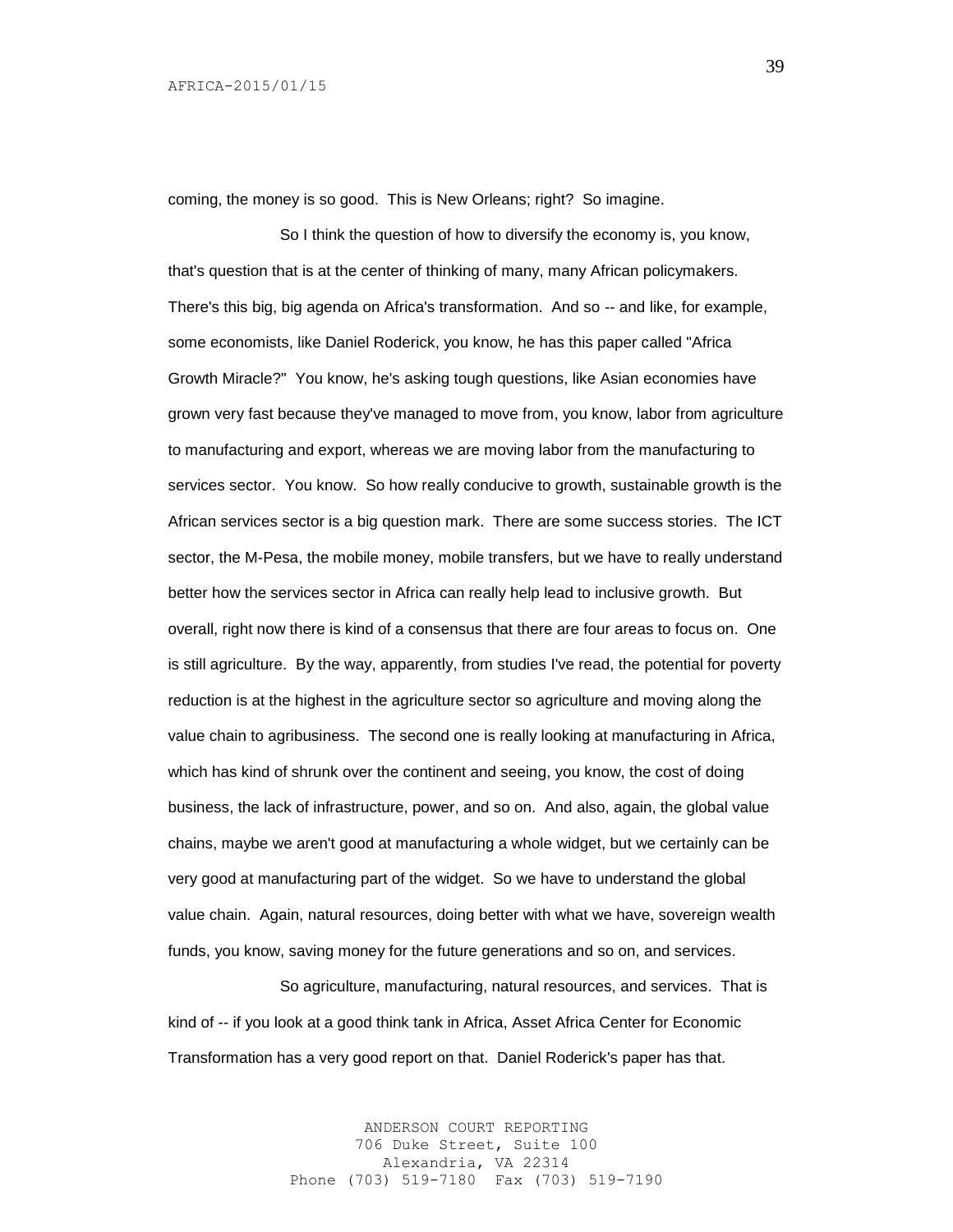coming, the money is so good. This is New Orleans; right? So imagine.

So I think the question of how to diversify the economy is, you know, that's question that is at the center of thinking of many, many African policymakers. There's this big, big agenda on Africa's transformation. And so -- and like, for example, some economists, like Daniel Roderick, you know, he has this paper called "Africa Growth Miracle?" You know, he's asking tough questions, like Asian economies have grown very fast because they've managed to move from, you know, labor from agriculture to manufacturing and export, whereas we are moving labor from the manufacturing to services sector. You know. So how really conducive to growth, sustainable growth is the African services sector is a big question mark. There are some success stories. The ICT sector, the M-Pesa, the mobile money, mobile transfers, but we have to really understand better how the services sector in Africa can really help lead to inclusive growth. But overall, right now there is kind of a consensus that there are four areas to focus on. One is still agriculture. By the way, apparently, from studies I've read, the potential for poverty reduction is at the highest in the agriculture sector so agriculture and moving along the value chain to agribusiness. The second one is really looking at manufacturing in Africa, which has kind of shrunk over the continent and seeing, you know, the cost of doing business, the lack of infrastructure, power, and so on. And also, again, the global value chains, maybe we aren't good at manufacturing a whole widget, but we certainly can be very good at manufacturing part of the widget. So we have to understand the global value chain. Again, natural resources, doing better with what we have, sovereign wealth funds, you know, saving money for the future generations and so on, and services.

So agriculture, manufacturing, natural resources, and services. That is kind of -- if you look at a good think tank in Africa, Asset Africa Center for Economic Transformation has a very good report on that. Daniel Roderick's paper has that.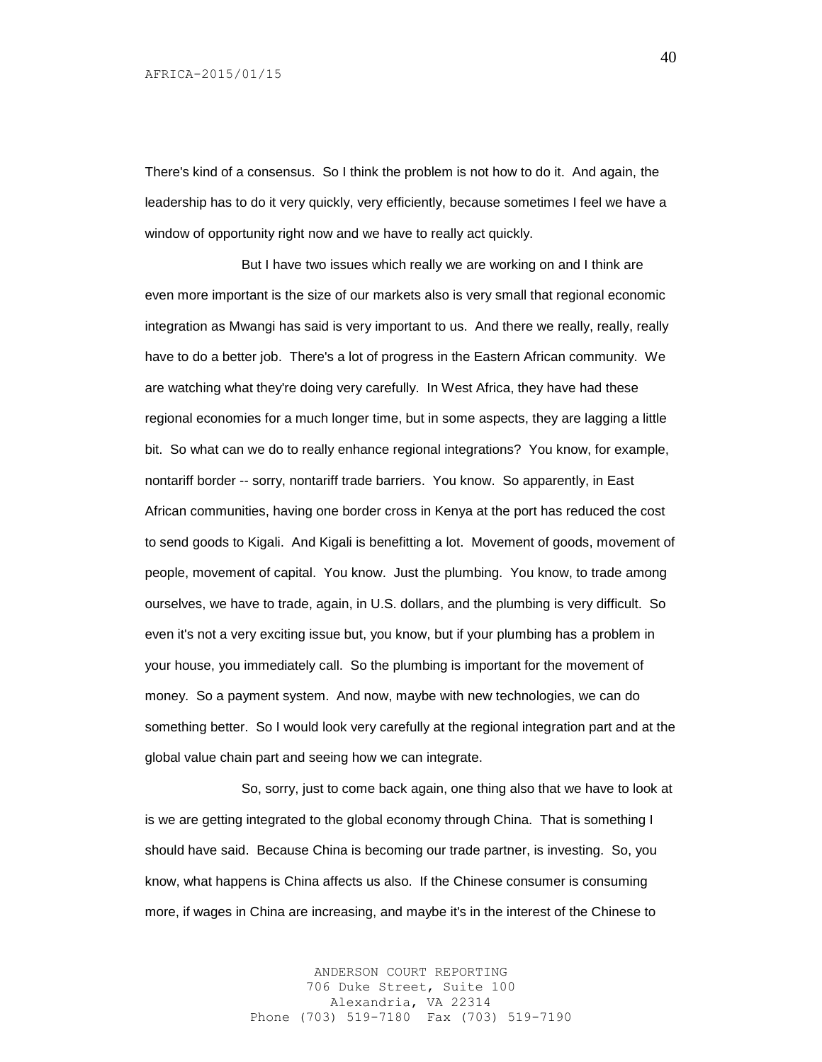There's kind of a consensus. So I think the problem is not how to do it. And again, the leadership has to do it very quickly, very efficiently, because sometimes I feel we have a window of opportunity right now and we have to really act quickly.

But I have two issues which really we are working on and I think are even more important is the size of our markets also is very small that regional economic integration as Mwangi has said is very important to us. And there we really, really, really have to do a better job. There's a lot of progress in the Eastern African community. We are watching what they're doing very carefully. In West Africa, they have had these regional economies for a much longer time, but in some aspects, they are lagging a little bit. So what can we do to really enhance regional integrations? You know, for example, nontariff border -- sorry, nontariff trade barriers. You know. So apparently, in East African communities, having one border cross in Kenya at the port has reduced the cost to send goods to Kigali. And Kigali is benefitting a lot. Movement of goods, movement of people, movement of capital. You know. Just the plumbing. You know, to trade among ourselves, we have to trade, again, in U.S. dollars, and the plumbing is very difficult. So even it's not a very exciting issue but, you know, but if your plumbing has a problem in your house, you immediately call. So the plumbing is important for the movement of money. So a payment system. And now, maybe with new technologies, we can do something better. So I would look very carefully at the regional integration part and at the global value chain part and seeing how we can integrate.

So, sorry, just to come back again, one thing also that we have to look at is we are getting integrated to the global economy through China. That is something I should have said. Because China is becoming our trade partner, is investing. So, you know, what happens is China affects us also. If the Chinese consumer is consuming more, if wages in China are increasing, and maybe it's in the interest of the Chinese to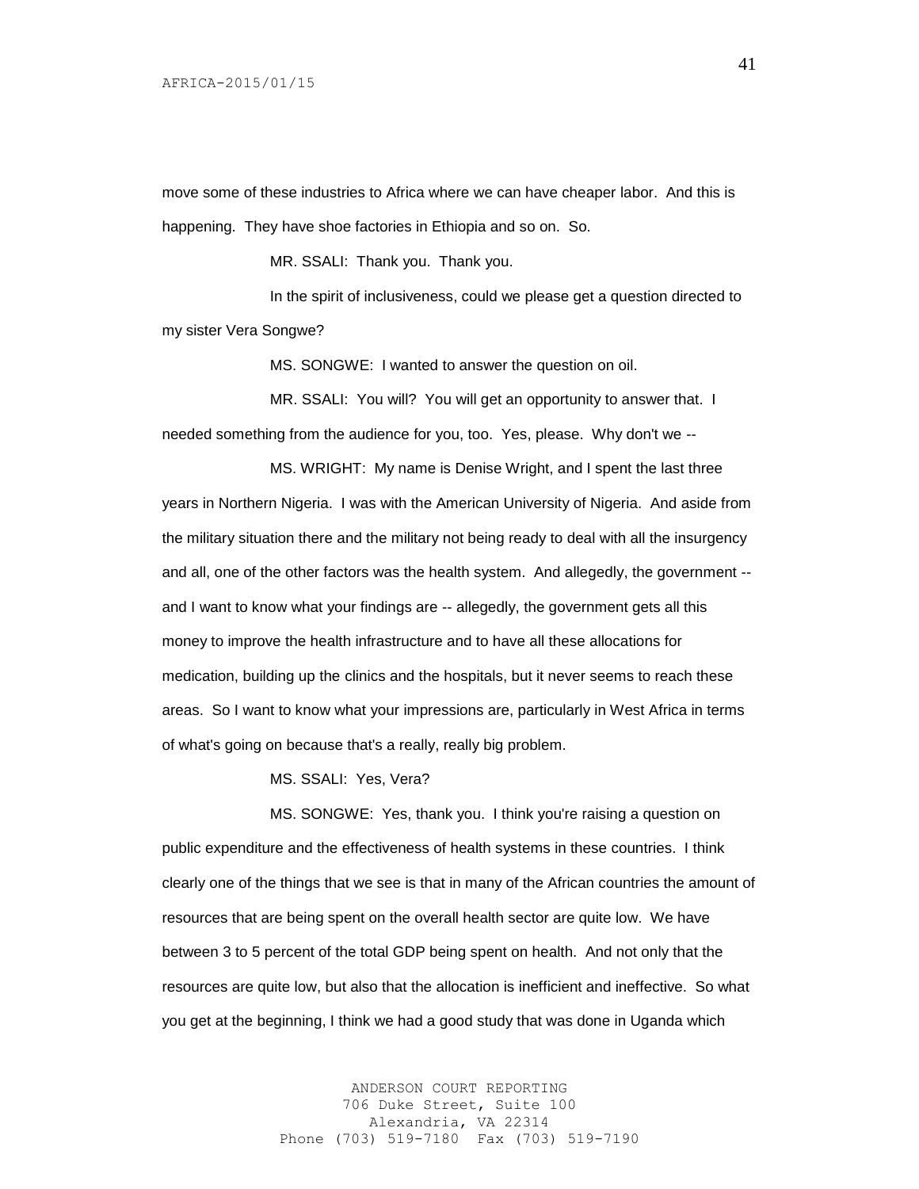move some of these industries to Africa where we can have cheaper labor. And this is happening. They have shoe factories in Ethiopia and so on. So.

MR. SSALI: Thank you. Thank you.

In the spirit of inclusiveness, could we please get a question directed to my sister Vera Songwe?

MS. SONGWE: I wanted to answer the question on oil.

MR. SSALI: You will? You will get an opportunity to answer that. I needed something from the audience for you, too. Yes, please. Why don't we --

MS. WRIGHT: My name is Denise Wright, and I spent the last three years in Northern Nigeria. I was with the American University of Nigeria. And aside from the military situation there and the military not being ready to deal with all the insurgency and all, one of the other factors was the health system. And allegedly, the government -- and I want to know what your findings are -- allegedly, the government gets all this money to improve the health infrastructure and to have all these allocations for medication, building up the clinics and the hospitals, but it never seems to reach these areas. So I want to know what your impressions are, particularly in West Africa in terms of what's going on because that's a really, really big problem.

MS. SSALI: Yes, Vera?

MS. SONGWE: Yes, thank you. I think you're raising a question on public expenditure and the effectiveness of health systems in these countries. I think clearly one of the things that we see is that in many of the African countries the amount of resources that are being spent on the overall health sector are quite low. We have between 3 to 5 percent of the total GDP being spent on health. And not only that the resources are quite low, but also that the allocation is inefficient and ineffective. So what you get at the beginning, I think we had a good study that was done in Uganda which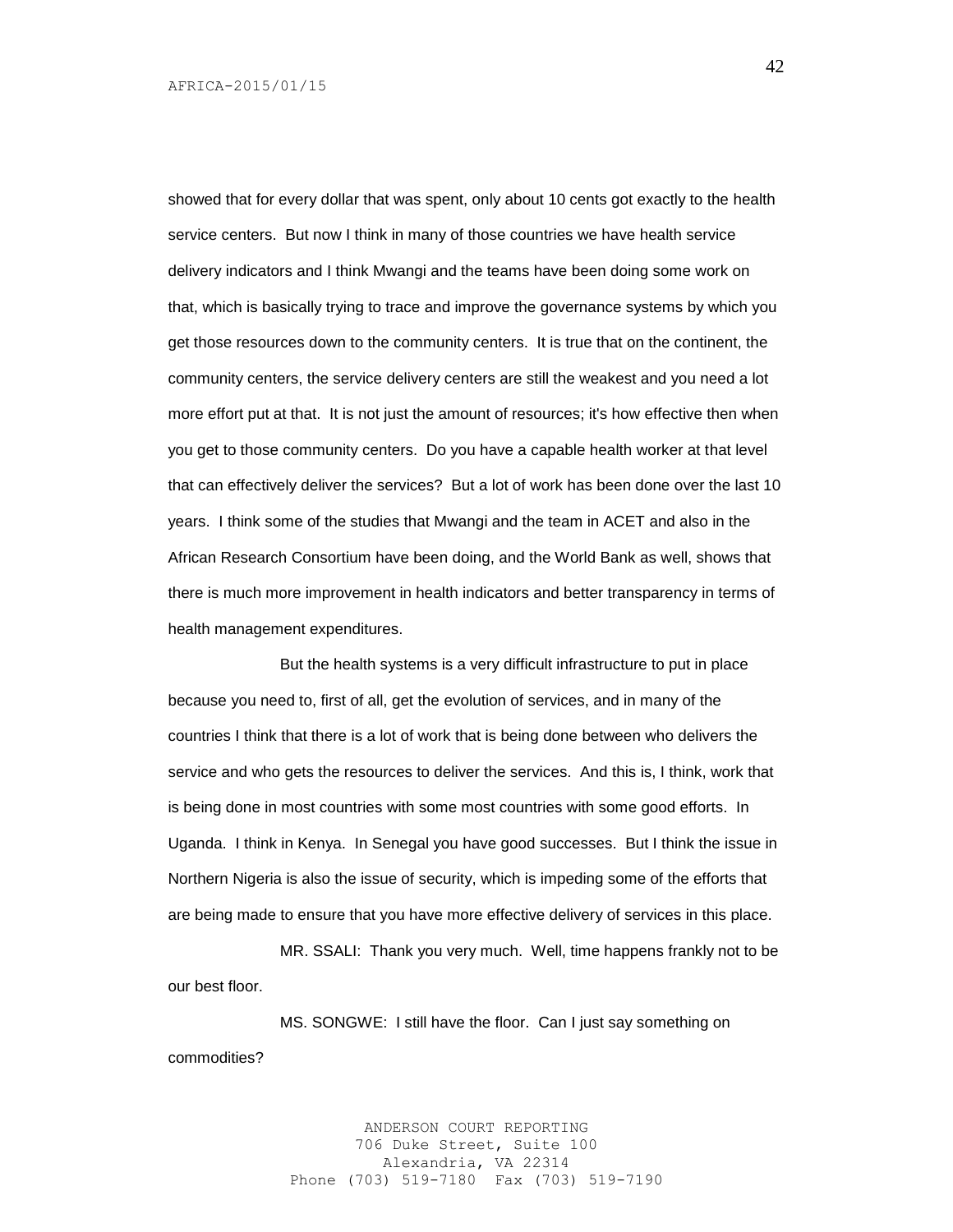showed that for every dollar that was spent, only about 10 cents got exactly to the health service centers. But now I think in many of those countries we have health service delivery indicators and I think Mwangi and the teams have been doing some work on that, which is basically trying to trace and improve the governance systems by which you get those resources down to the community centers. It is true that on the continent, the community centers, the service delivery centers are still the weakest and you need a lot more effort put at that. It is not just the amount of resources; it's how effective then when you get to those community centers. Do you have a capable health worker at that level that can effectively deliver the services? But a lot of work has been done over the last 10 years. I think some of the studies that Mwangi and the team in ACET and also in the African Research Consortium have been doing, and the World Bank as well, shows that there is much more improvement in health indicators and better transparency in terms of health management expenditures.

But the health systems is a very difficult infrastructure to put in place because you need to, first of all, get the evolution of services, and in many of the countries I think that there is a lot of work that is being done between who delivers the service and who gets the resources to deliver the services. And this is, I think, work that is being done in most countries with some most countries with some good efforts. In Uganda. I think in Kenya. In Senegal you have good successes. But I think the issue in Northern Nigeria is also the issue of security, which is impeding some of the efforts that are being made to ensure that you have more effective delivery of services in this place.

MR. SSALI: Thank you very much. Well, time happens frankly not to be our best floor.

MS. SONGWE: I still have the floor. Can I just say something on commodities?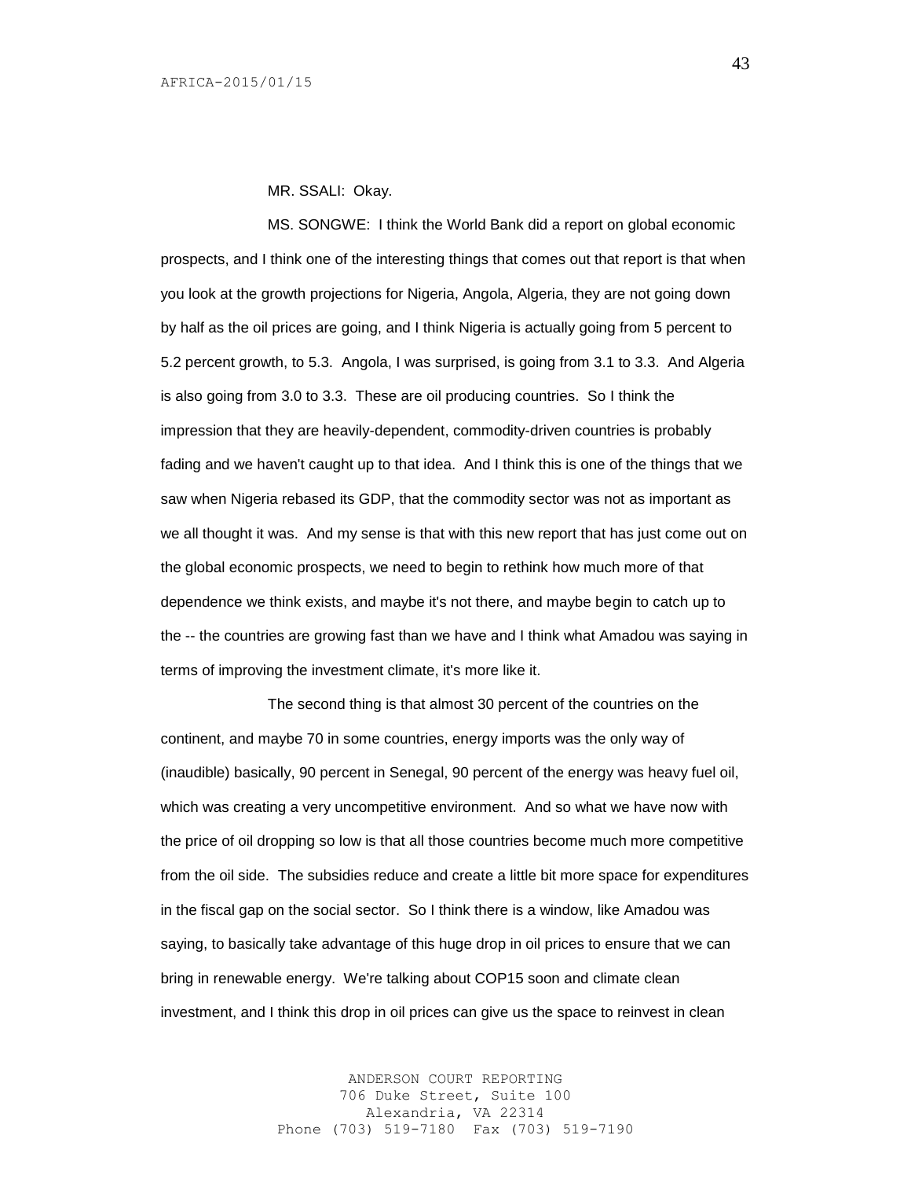MR. SSALI: Okay.

MS. SONGWE: I think the World Bank did a report on global economic prospects, and I think one of the interesting things that comes out that report is that when you look at the growth projections for Nigeria, Angola, Algeria, they are not going down by half as the oil prices are going, and I think Nigeria is actually going from 5 percent to 5.2 percent growth, to 5.3. Angola, I was surprised, is going from 3.1 to 3.3. And Algeria is also going from 3.0 to 3.3. These are oil producing countries. So I think the impression that they are heavily-dependent, commodity-driven countries is probably fading and we haven't caught up to that idea. And I think this is one of the things that we saw when Nigeria rebased its GDP, that the commodity sector was not as important as we all thought it was. And my sense is that with this new report that has just come out on the global economic prospects, we need to begin to rethink how much more of that dependence we think exists, and maybe it's not there, and maybe begin to catch up to the -- the countries are growing fast than we have and I think what Amadou was saying in terms of improving the investment climate, it's more like it.

The second thing is that almost 30 percent of the countries on the continent, and maybe 70 in some countries, energy imports was the only way of (inaudible) basically, 90 percent in Senegal, 90 percent of the energy was heavy fuel oil, which was creating a very uncompetitive environment. And so what we have now with the price of oil dropping so low is that all those countries become much more competitive from the oil side. The subsidies reduce and create a little bit more space for expenditures in the fiscal gap on the social sector. So I think there is a window, like Amadou was saying, to basically take advantage of this huge drop in oil prices to ensure that we can bring in renewable energy. We're talking about COP15 soon and climate clean investment, and I think this drop in oil prices can give us the space to reinvest in clean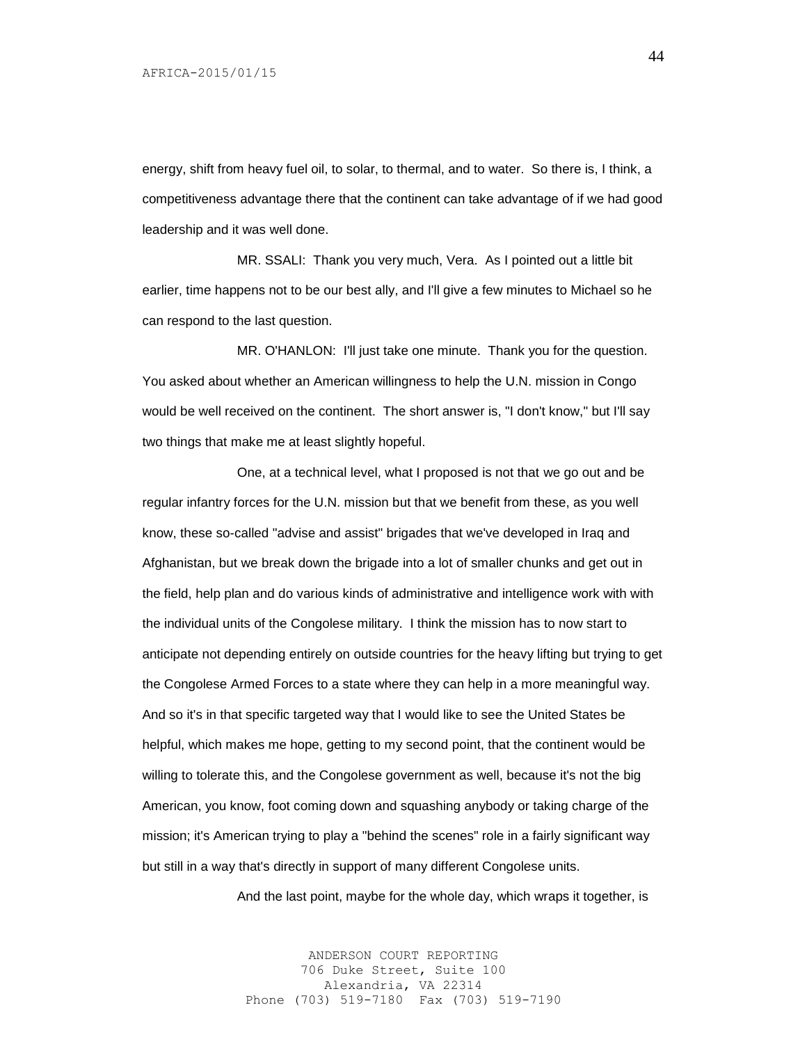energy, shift from heavy fuel oil, to solar, to thermal, and to water. So there is, I think, a competitiveness advantage there that the continent can take advantage of if we had good leadership and it was well done.

MR. SSALI: Thank you very much, Vera. As I pointed out a little bit earlier, time happens not to be our best ally, and I'll give a few minutes to Michael so he can respond to the last question.

MR. O'HANLON: I'll just take one minute. Thank you for the question. You asked about whether an American willingness to help the U.N. mission in Congo would be well received on the continent. The short answer is, "I don't know," but I'll say two things that make me at least slightly hopeful.

One, at a technical level, what I proposed is not that we go out and be regular infantry forces for the U.N. mission but that we benefit from these, as you well know, these so-called "advise and assist" brigades that we've developed in Iraq and Afghanistan, but we break down the brigade into a lot of smaller chunks and get out in the field, help plan and do various kinds of administrative and intelligence work with with the individual units of the Congolese military. I think the mission has to now start to anticipate not depending entirely on outside countries for the heavy lifting but trying to get the Congolese Armed Forces to a state where they can help in a more meaningful way. And so it's in that specific targeted way that I would like to see the United States be helpful, which makes me hope, getting to my second point, that the continent would be willing to tolerate this, and the Congolese government as well, because it's not the big American, you know, foot coming down and squashing anybody or taking charge of the mission; it's American trying to play a "behind the scenes" role in a fairly significant way but still in a way that's directly in support of many different Congolese units.

And the last point, maybe for the whole day, which wraps it together, is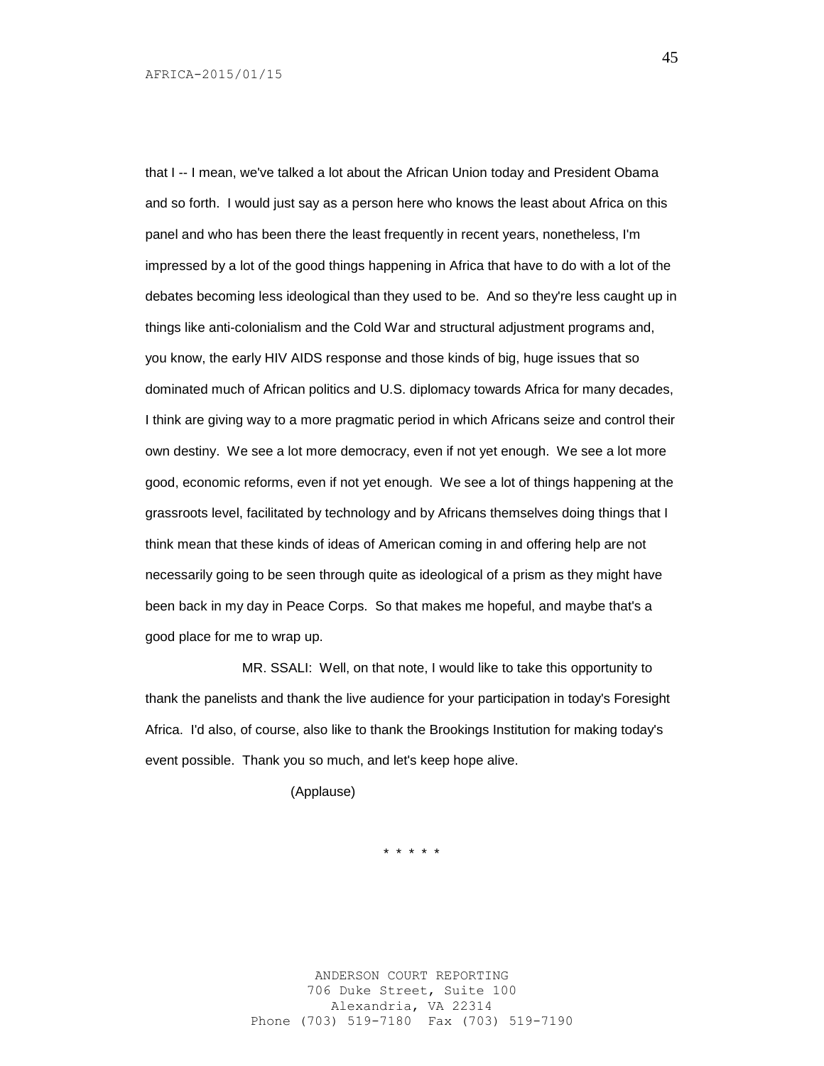that I -- I mean, we've talked a lot about the African Union today and President Obama and so forth. I would just say as a person here who knows the least about Africa on this panel and who has been there the least frequently in recent years, nonetheless, I'm impressed by a lot of the good things happening in Africa that have to do with a lot of the debates becoming less ideological than they used to be. And so they're less caught up in things like anti-colonialism and the Cold War and structural adjustment programs and, you know, the early HIV AIDS response and those kinds of big, huge issues that so dominated much of African politics and U.S. diplomacy towards Africa for many decades, I think are giving way to a more pragmatic period in which Africans seize and control their own destiny. We see a lot more democracy, even if not yet enough. We see a lot more good, economic reforms, even if not yet enough. We see a lot of things happening at the grassroots level, facilitated by technology and by Africans themselves doing things that I think mean that these kinds of ideas of American coming in and offering help are not necessarily going to be seen through quite as ideological of a prism as they might have been back in my day in Peace Corps. So that makes me hopeful, and maybe that's a good place for me to wrap up.

MR. SSALI: Well, on that note, I would like to take this opportunity to thank the panelists and thank the live audience for your participation in today's Foresight Africa. I'd also, of course, also like to thank the Brookings Institution for making today's event possible. Thank you so much, and let's keep hope alive.

(Applause)

\* \* \* \* \*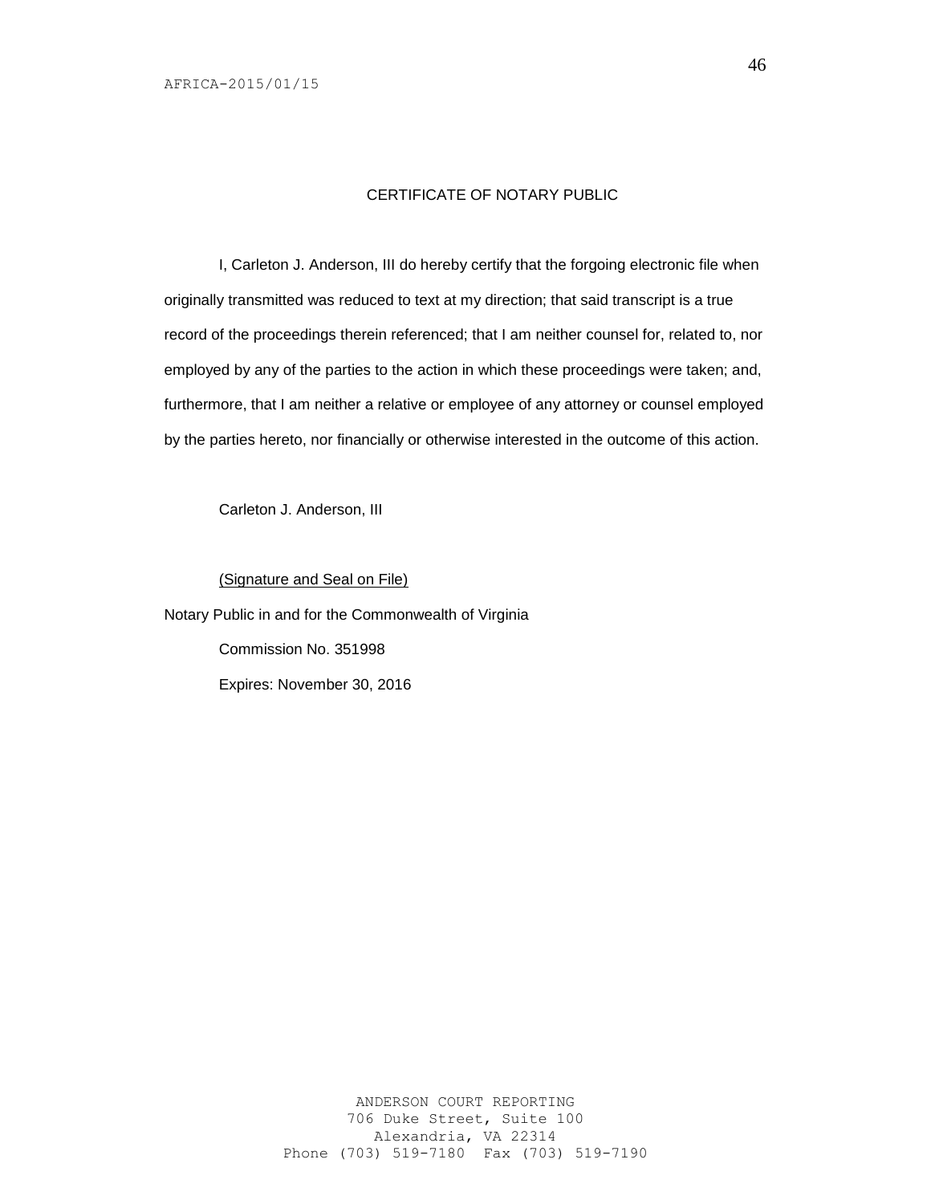## CERTIFICATE OF NOTARY PUBLIC

I, Carleton J. Anderson, III do hereby certify that the forgoing electronic file when originally transmitted was reduced to text at my direction; that said transcript is a true record of the proceedings therein referenced; that I am neither counsel for, related to, nor employed by any of the parties to the action in which these proceedings were taken; and, furthermore, that I am neither a relative or employee of any attorney or counsel employed by the parties hereto, nor financially or otherwise interested in the outcome of this action.

Carleton J. Anderson, III

(Signature and Seal on File)

Notary Public in and for the Commonwealth of Virginia

Commission No. 351998

Expires: November 30, 2016